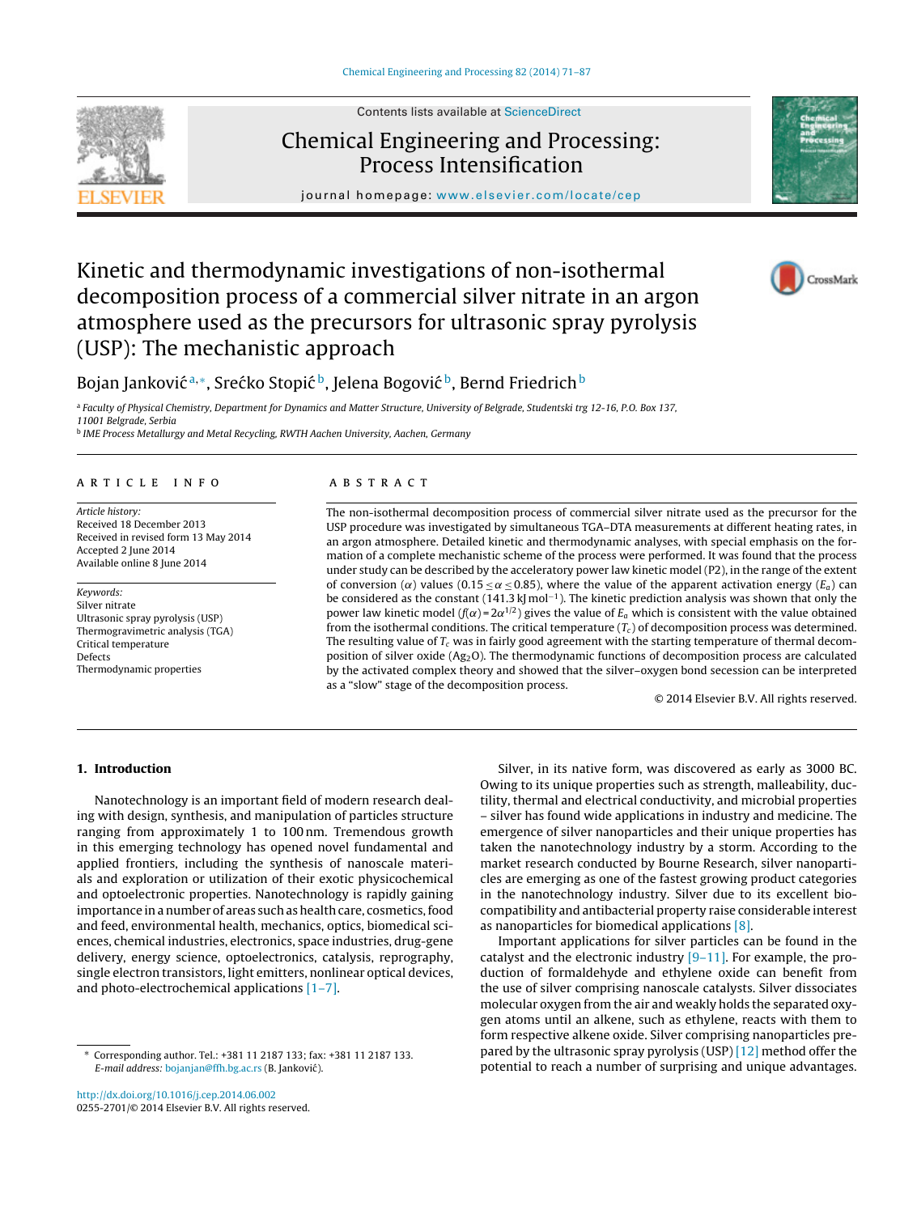# Kinetic and thermodynamic investigations of non-isothermal decomposition process of a commercial silver nitrate in an argon atmosphere used as the precursors for ultrasonic spray pyrolysis (USP): The mechanistic approach

Bojan Janković[a,*], Srećko Stopić[b], Jelena Bogović[b], Bernd Friedrich[b]

[a] Faculty of Physical Chemistry, Department for Dynamics and Matter Structure, University of Belgrade, Studentski trg 12-16, P.O. Box 137, 11001 Belgrade, Serbia

[b] IME Process Metallurgy and Metal Recycling, RWTH Aachen University, Aachen, Germany

## ARTICLE INFO

*Article history:*
Received 18 December 2013
Received in revised form 13 May 2014
Accepted 2 June 2014
Available online 8 June 2014

*Keywords:*
Silver nitrate
Ultrasonic spray pyrolysis (USP)
Thermogravimetric analysis (TGA)
Critical temperature
Defects
Thermodynamic properties

## ABSTRACT

The non-isothermal decomposition process of commercial silver nitrate used as the precursor for the USP procedure was investigated by simultaneous TGA–DTA measurements at different heating rates, in an argon atmosphere. Detailed kinetic and thermodynamic analyses, with special emphasis on the formation of a complete mechanistic scheme of the process were performed. It was found that the process under study can be described by the acceleratory power law kinetic model (P2), in the range of the extent of conversion ($\alpha$) values ($0.15 \leq \alpha \leq 0.85$), where the value of the apparent activation energy ($E_a$) can be considered as the constant (141.3 kJ mol$^{-1}$). The kinetic prediction analysis was shown that only the power law kinetic model ($f(\alpha) = 2\alpha^{1/2}$) gives the value of $E_a$ which is consistent with the value obtained from the isothermal conditions. The critical temperature ($T_c$) of decomposition process was determined. The resulting value of $T_c$ was in fairly good agreement with the starting temperature of thermal decomposition of silver oxide ($Ag_2O$). The thermodynamic functions of decomposition process are calculated by the activated complex theory and showed that the silver–oxygen bond secession can be interpreted as a "slow" stage of the decomposition process.

© 2014 Elsevier B.V. All rights reserved.

## 1. Introduction

Nanotechnology is an important field of modern research dealing with design, synthesis, and manipulation of particles structure ranging from approximately 1 to 100 nm. Tremendous growth in this emerging technology has opened novel fundamental and applied frontiers, including the synthesis of nanoscale materials and exploration or utilization of their exotic physicochemical and optoelectronic properties. Nanotechnology is rapidly gaining importance in a number of areas such as health care, cosmetics, food and feed, environmental health, mechanics, optics, biomedical sciences, chemical industries, electronics, space industries, drug-gene delivery, energy science, optoelectronics, catalysis, reprography, single electron transistors, light emitters, nonlinear optical devices, and photo-electrochemical applications [1–7].

Silver, in its native form, was discovered as early as 3000 BC. Owing to its unique properties such as strength, malleability, ductility, thermal and electrical conductivity, and microbial properties – silver has found wide applications in industry and medicine. The emergence of silver nanoparticles and their unique properties has taken the nanotechnology industry by a storm. According to the market research conducted by Bourne Research, silver nanoparticles are emerging as one of the fastest growing product categories in the nanotechnology industry. Silver due to its excellent biocompatibility and antibacterial property raise considerable interest as nanoparticles for biomedical applications [8].

Important applications for silver particles can be found in the catalyst and the electronic industry [9–11]. For example, the production of formaldehyde and ethylene oxide can benefit from the use of silver comprising nanoscale catalysts. Silver dissociates molecular oxygen from the air and weakly holds the separated oxygen atoms until an alkene, such as ethylene, reacts with them to form respective alkene oxide. Silver comprising nanoparticles prepared by the ultrasonic spray pyrolysis (USP) [12] method offer the potential to reach a number of surprising and unique advantages.

* Corresponding author. Tel.: +381 11 2187 133; fax: +381 11 2187 133.
*E-mail address:* bojanjan@ffh.bg.ac.rs (B. Janković).

http://dx.doi.org/10.1016/j.cep.2014.06.002
0255-2701/© 2014 Elsevier B.V. All rights reserved.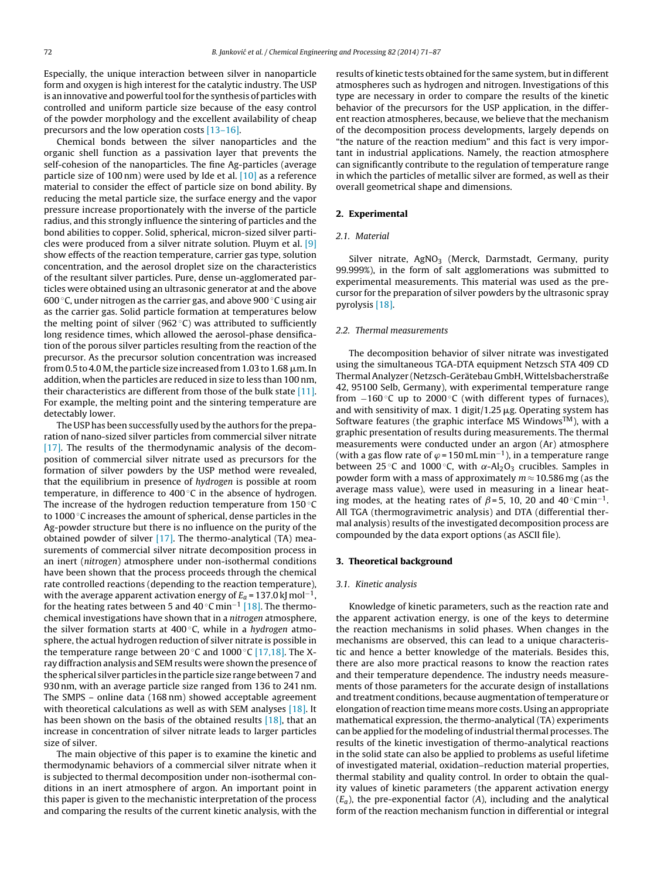Especially, the unique interaction between silver in nanoparticle form and oxygen is high interest for the catalytic industry. The USP is an innovative and powerful tool for the synthesis of particles with controlled and uniform particle size because of the easy control of the powder morphology and the excellent availability of cheap precursors and the low operation costs [13–16].

Chemical bonds between the silver nanoparticles and the organic shell function as a passivation layer that prevents the self-cohesion of the nanoparticles. The fine Ag-particles (average particle size of 100 nm) were used by Ide et al. [10] as a reference material to consider the effect of particle size on bond ability. By reducing the metal particle size, the surface energy and the vapor pressure increase proportionately with the inverse of the particle radius, and this strongly influence the sintering of particles and the bond abilities to copper. Solid, spherical, micron-sized silver particles were produced from a silver nitrate solution. Pluym et al. [9] show effects of the reaction temperature, carrier gas type, solution concentration, and the aerosol droplet size on the characteristics of the resultant silver particles. Pure, dense un-agglomerated particles were obtained using an ultrasonic generator at and the above 600 °C, under nitrogen as the carrier gas, and above 900 °C using air as the carrier gas. Solid particle formation at temperatures below the melting point of silver (962 °C) was attributed to sufficiently long residence times, which allowed the aerosol-phase densification of the porous silver particles resulting from the reaction of the precursor. As the precursor solution concentration was increased from 0.5 to 4.0 M, the particle size increased from 1.03 to 1.68 μm. In addition, when the particles are reduced in size to less than 100 nm, their characteristics are different from those of the bulk state [11]. For example, the melting point and the sintering temperature are detectably lower.

The USP has been successfully used by the authors for the preparation of nano-sized silver particles from commercial silver nitrate [17]. The results of the thermodynamic analysis of the decomposition of commercial silver nitrate used as precursors for the formation of silver powders by the USP method were revealed, that the equilibrium in presence of *hydrogen* is possible at room temperature, in difference to 400 °C in the absence of hydrogen. The increase of the hydrogen reduction temperature from 150 °C to 1000 °C increases the amount of spherical, dense particles in the Ag-powder structure but there is no influence on the purity of the obtained powder of silver [17]. The thermo-analytical (TA) measurements of commercial silver nitrate decomposition process in an inert (*nitrogen*) atmosphere under non-isothermal conditions have been shown that the process proceeds through the chemical rate controlled reactions (depending to the reaction temperature), with the average apparent activation energy of $E_a = 137.0\,\mathrm{kJ\,mol^{-1}}$, for the heating rates between 5 and 40 °C min$^{-1}$ [18]. The thermochemical investigations have shown that in a *nitrogen* atmosphere, the silver formation starts at 400 °C, while in a *hydrogen* atmosphere, the actual hydrogen reduction of silver nitrate is possible in the temperature range between 20 °C and 1000 °C [17,18]. The X-ray diffraction analysis and SEM results were shown the presence of the spherical silver particles in the particle size range between 7 and 930 nm, with an average particle size ranged from 136 to 241 nm. The SMPS – online data (168 nm) showed acceptable agreement with theoretical calculations as well as with SEM analyses [18]. It has been shown on the basis of the obtained results [18], that an increase in concentration of silver nitrate leads to larger particles size of silver.

The main objective of this paper is to examine the kinetic and thermodynamic behaviors of a commercial silver nitrate when it is subjected to thermal decomposition under non-isothermal conditions in an inert atmosphere of argon. An important point in this paper is given to the mechanistic interpretation of the process and comparing the results of the current kinetic analysis, with the results of kinetic tests obtained for the same system, but in different atmospheres such as hydrogen and nitrogen. Investigations of this type are necessary in order to compare the results of the kinetic behavior of the precursors for the USP application, in the different reaction atmospheres, because, we believe that the mechanism of the decomposition process developments, largely depends on "the nature of the reaction medium" and this fact is very important in industrial applications. Namely, the reaction atmosphere can significantly contribute to the regulation of temperature range in which the particles of metallic silver are formed, as well as their overall geometrical shape and dimensions.

## 2. Experimental

### 2.1. Material

Silver nitrate, $AgNO_3$ (Merck, Darmstadt, Germany, purity 99.999%), in the form of salt agglomerations was submitted to experimental measurements. This material was used as the precursor for the preparation of silver powders by the ultrasonic spray pyrolysis [18].

### 2.2. Thermal measurements

The decomposition behavior of silver nitrate was investigated using the simultaneous TGA-DTA equipment Netzsch STA 409 CD Thermal Analyzer (Netzsch-Gerätebau GmbH, Wittelsbacherstraße 42, 95100 Selb, Germany), with experimental temperature range from −160 °C up to 2000 °C (with different types of furnaces), and with sensitivity of max. 1 digit/1.25 μg. Operating system has Software features (the graphic interface MS Windows™), with a graphic presentation of results during measurements. The thermal measurements were conducted under an argon (Ar) atmosphere (with a gas flow rate of $\varphi = 150\,\mathrm{mL\,min^{-1}}$), in a temperature range between 25 °C and 1000 °C, with $\alpha$-$Al_2O_3$ crucibles. Samples in powder form with a mass of approximately $m \approx 10.586$ mg (as the average mass value), were used in measuring in a linear heating modes, at the heating rates of $\beta = 5$, 10, 20 and 40 °C min$^{-1}$. All TGA (thermogravimetric analysis) and DTA (differential thermal analysis) results of the investigated decomposition process are compounded by the data export options (as ASCII file).

## 3. Theoretical background

### 3.1. Kinetic analysis

Knowledge of kinetic parameters, such as the reaction rate and the apparent activation energy, is one of the keys to determine the reaction mechanisms in solid phases. When changes in the mechanisms are observed, this can lead to a unique characteristic and hence a better knowledge of the materials. Besides this, there are also more practical reasons to know the reaction rates and their temperature dependence. The industry needs measurements of those parameters for the accurate design of installations and treatment conditions, because augmentation of temperature or elongation of reaction time means more costs. Using an appropriate mathematical expression, the thermo-analytical (TA) experiments can be applied for the modeling of industrial thermal processes. The results of the kinetic investigation of thermo-analytical reactions in the solid state can also be applied to problems as useful lifetime of investigated material, oxidation–reduction material properties, thermal stability and quality control. In order to obtain the quality values of kinetic parameters (the apparent activation energy ($E_a$), the pre-exponential factor ($A$), including and the analytical form of the reaction mechanism function in differential or integral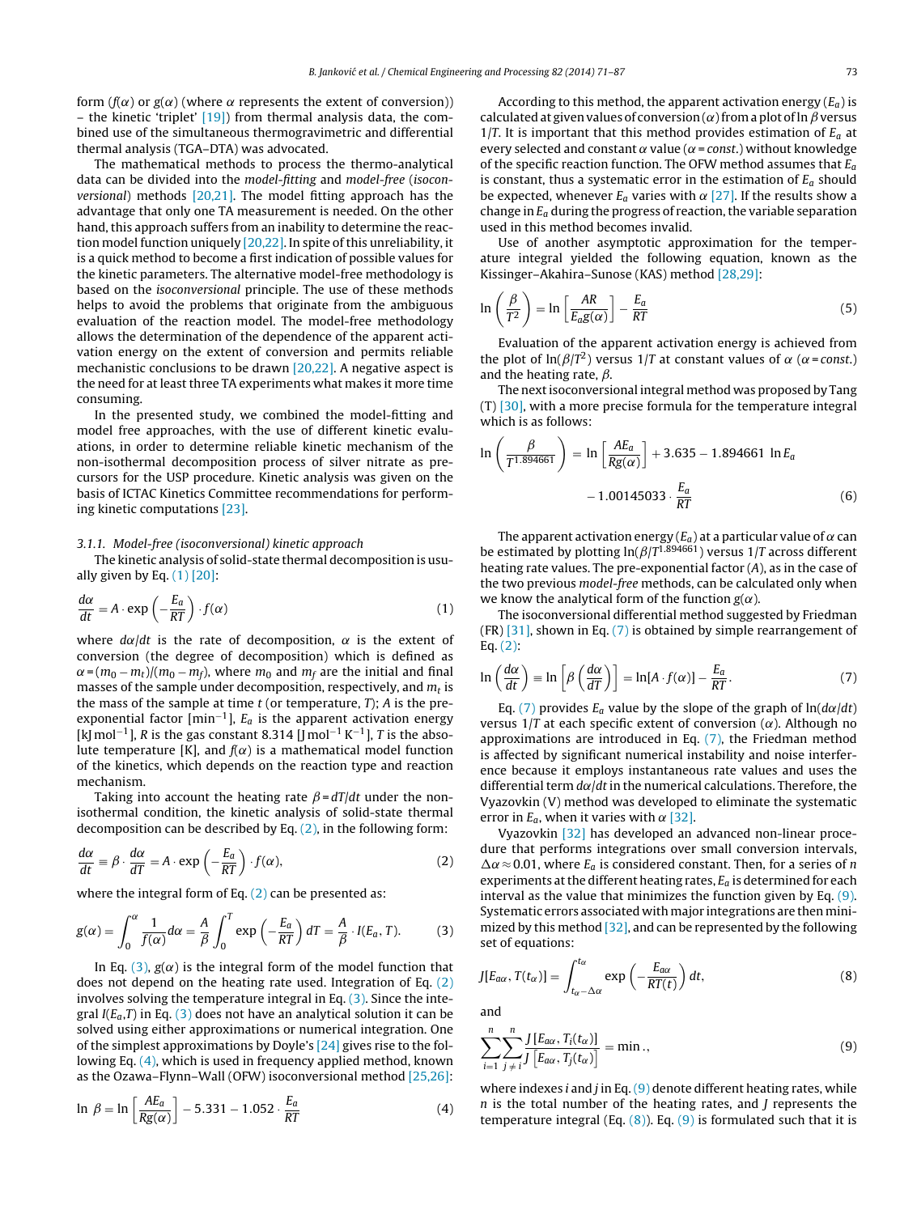form ($f(\alpha)$ or $g(\alpha)$ (where $\alpha$ represents the extent of conversion)) – the kinetic 'triplet' [19]) from thermal analysis data, the combined use of the simultaneous thermogravimetric and differential thermal analysis (TGA–DTA) was advocated.

The mathematical methods to process the thermo-analytical data can be divided into the *model-fitting* and *model-free* (*isoconversional*) methods [20,21]. The model fitting approach has the advantage that only one TA measurement is needed. On the other hand, this approach suffers from an inability to determine the reaction model function uniquely [20,22]. In spite of this unreliability, it is a quick method to become a first indication of possible values for the kinetic parameters. The alternative model-free methodology is based on the *isoconversional* principle. The use of these methods helps to avoid the problems that originate from the ambiguous evaluation of the reaction model. The model-free methodology allows the determination of the dependence of the apparent activation energy on the extent of conversion and permits reliable mechanistic conclusions to be drawn [20,22]. A negative aspect is the need for at least three TA experiments what makes it more time consuming.

In the presented study, we combined the model-fitting and model free approaches, with the use of different kinetic evaluations, in order to determine reliable kinetic mechanism of the non-isothermal decomposition process of silver nitrate as precursors for the USP procedure. Kinetic analysis was given on the basis of ICTAC Kinetics Committee recommendations for performing kinetic computations [23].

### 3.1.1. Model-free (isoconversional) kinetic approach

The kinetic analysis of solid-state thermal decomposition is usually given by Eq. (1) [20]:

$$\frac{d\alpha}{dt} = A \cdot \exp\left(-\frac{E_a}{RT}\right) \cdot f(\alpha) \tag{1}$$

where $d\alpha/dt$ is the rate of decomposition, $\alpha$ is the extent of conversion (the degree of decomposition) which is defined as $\alpha = (m_0 - m_t)/(m_0 - m_f)$, where $m_0$ and $m_f$ are the initial and final masses of the sample under decomposition, respectively, and $m_t$ is the mass of the sample at time $t$ (or temperature, $T$); $A$ is the pre-exponential factor [min$^{-1}$], $E_a$ is the apparent activation energy [kJ mol$^{-1}$], $R$ is the gas constant 8.314 [J mol$^{-1}$ K$^{-1}$], $T$ is the absolute temperature [K], and $f(\alpha)$ is a mathematical model function of the kinetics, which depends on the reaction type and reaction mechanism.

Taking into account the heating rate $\beta = dT/dt$ under the non-isothermal condition, the kinetic analysis of solid-state thermal decomposition can be described by Eq. (2), in the following form:

$$\frac{d\alpha}{dt} \equiv \beta \cdot \frac{d\alpha}{dT} = A \cdot \exp\left(-\frac{E_a}{RT}\right) \cdot f(\alpha), \tag{2}$$

where the integral form of Eq. (2) can be presented as:

$$g(\alpha) = \int_0^{\alpha} \frac{1}{f(\alpha)} d\alpha = \frac{A}{\beta} \int_0^{T} \exp\left(-\frac{E_a}{RT}\right) dT = \frac{A}{\beta} \cdot I(E_a, T). \tag{3}$$

In Eq. (3), $g(\alpha)$ is the integral form of the model function that does not depend on the heating rate used. Integration of Eq. (2) involves solving the temperature integral in Eq. (3). Since the integral $I(E_a,T)$ in Eq. (3) does not have an analytical solution it can be solved using either approximations or numerical integration. One of the simplest approximations by Doyle's [24] gives rise to the following Eq. (4), which is used in frequency applied method, known as the Ozawa–Flynn–Wall (OFW) isoconversional method [25,26]:

$$\ln\,\beta = \ln\left[\frac{AE_a}{Rg(\alpha)}\right] - 5.331 - 1.052 \cdot \frac{E_a}{RT} \tag{4}$$

According to this method, the apparent activation energy ($E_a$) is calculated at given values of conversion ($\alpha$) from a plot of $\ln\beta$ versus $1/T$. It is important that this method provides estimation of $E_a$ at every selected and constant $\alpha$ value ($\alpha$ = *const.*) without knowledge of the specific reaction function. The OFW method assumes that $E_a$ is constant, thus a systematic error in the estimation of $E_a$ should be expected, whenever $E_a$ varies with $\alpha$ [27]. If the results show a change in $E_a$ during the progress of reaction, the variable separation used in this method becomes invalid.

Use of another asymptotic approximation for the temperature integral yielded the following equation, known as the Kissinger–Akahira–Sunose (KAS) method [28,29]:

$$\ln\left(\frac{\beta}{T^2}\right) = \ln\left[\frac{AR}{E_a g(\alpha)}\right] - \frac{E_a}{RT} \tag{5}$$

Evaluation of the apparent activation energy is achieved from the plot of $\ln(\beta/T^2)$ versus $1/T$ at constant values of $\alpha$ ($\alpha$ = *const.*) and the heating rate, $\beta$.

The next isoconversional integral method was proposed by Tang (T) [30], with a more precise formula for the temperature integral which is as follows:

$$\ln\left(\frac{\beta}{T^{1.894661}}\right) = \ln\left[\frac{AE_a}{Rg(\alpha)}\right] + 3.635 - 1.894661\,\ln E_a - 1.00145033 \cdot \frac{E_a}{RT} \tag{6}$$

The apparent activation energy ($E_a$) at a particular value of $\alpha$ can be estimated by plotting $\ln(\beta/T^{1.894661})$ versus $1/T$ across different heating rate values. The pre-exponential factor ($A$), as in the case of the two previous *model-free* methods, can be calculated only when we know the analytical form of the function $g(\alpha)$.

The isoconversional differential method suggested by Friedman (FR) [31], shown in Eq. (7) is obtained by simple rearrangement of Eq. (2):

$$\ln\left(\frac{d\alpha}{dt}\right) \equiv \ln\left[\beta\left(\frac{d\alpha}{dT}\right)\right] = \ln[A \cdot f(\alpha)] - \frac{E_a}{RT}. \tag{7}$$

Eq. (7) provides $E_a$ value by the slope of the graph of $\ln(d\alpha/dt)$ versus $1/T$ at each specific extent of conversion ($\alpha$). Although no approximations are introduced in Eq. (7), the Friedman method is affected by significant numerical instability and noise interference because it employs instantaneous rate values and uses the differential term $d\alpha/dt$ in the numerical calculations. Therefore, the Vyazovkin (V) method was developed to eliminate the systematic error in $E_a$, when it varies with $\alpha$ [32].

Vyazovkin [32] has developed an advanced non-linear procedure that performs integrations over small conversion intervals, $\Delta\alpha \approx 0.01$, where $E_a$ is considered constant. Then, for a series of $n$ experiments at the different heating rates, $E_a$ is determined for each interval as the value that minimizes the function given by Eq. (9). Systematic errors associated with major integrations are then minimized by this method [32], and can be represented by the following set of equations:

$$J[E_{a\alpha}, T(t_\alpha)] = \int_{t_\alpha - \Delta\alpha}^{t_\alpha} \exp\left(-\frac{E_{a\alpha}}{RT(t)}\right) dt, \tag{8}$$

and

$$\sum_{i=1}^{n} \sum_{j \neq i}^{n} \frac{J[E_{a\alpha}, T_i(t_\alpha)]}{J[E_{a\alpha}, T_j(t_\alpha)]} = \min., \tag{9}$$

where indexes $i$ and $j$ in Eq. (9) denote different heating rates, while $n$ is the total number of the heating rates, and $J$ represents the temperature integral (Eq. (8)). Eq. (9) is formulated such that it is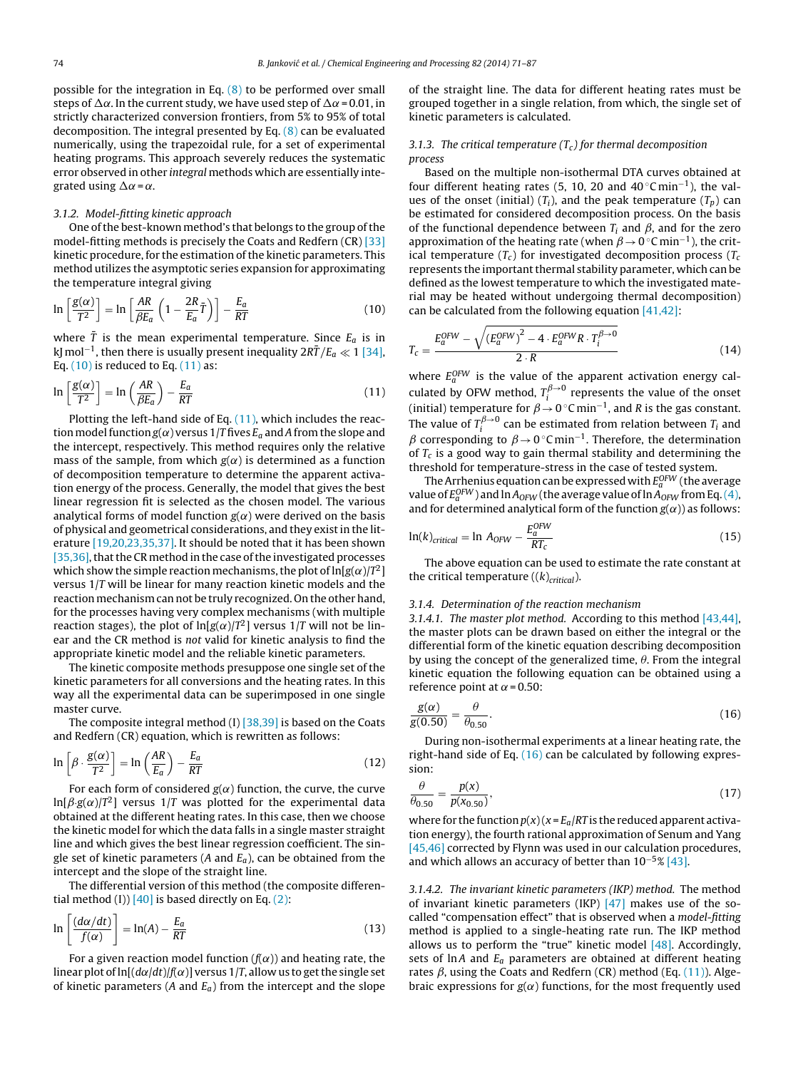possible for the integration in Eq. (8) to be performed over small steps of $\Delta\alpha$. In the current study, we have used step of $\Delta\alpha = 0.01$, in strictly characterized conversion frontiers, from 5% to 95% of total decomposition. The integral presented by Eq. (8) can be evaluated numerically, using the trapezoidal rule, for a set of experimental heating programs. This approach severely reduces the systematic error observed in other *integral* methods which are essentially integrated using $\Delta\alpha = \alpha$.

### 3.1.2. Model-fitting kinetic approach

One of the best-known method's that belongs to the group of the model-fitting methods is precisely the Coats and Redfern (CR) [33] kinetic procedure, for the estimation of the kinetic parameters. This method utilizes the asymptotic series expansion for approximating the temperature integral giving

$$\ln\left[\frac{g(\alpha)}{T^2}\right] = \ln\left[\frac{AR}{\beta E_a}\left(1 - \frac{2R}{E_a}\bar{T}\right)\right] - \frac{E_a}{RT} \tag{10}$$

where $\bar{T}$ is the mean experimental temperature. Since $E_a$ is in kJ mol$^{-1}$, then there is usually present inequality $2R\bar{T}/E_a \ll 1$ [34], Eq. (10) is reduced to Eq. (11) as:

$$\ln\left[\frac{g(\alpha)}{T^2}\right] = \ln\left(\frac{AR}{\beta E_a}\right) - \frac{E_a}{RT} \tag{11}$$

Plotting the left-hand side of Eq. (11), which includes the reaction model function $g(\alpha)$ versus $1/T$ fives $E_a$ and $A$ from the slope and the intercept, respectively. This method requires only the relative mass of the sample, from which $g(\alpha)$ is determined as a function of decomposition temperature to determine the apparent activation energy of the process. Generally, the model that gives the best linear regression fit is selected as the chosen model. The various analytical forms of model function $g(\alpha)$ were derived on the basis of physical and geometrical considerations, and they exist in the literature [19,20,23,35,37]. It should be noted that it has been shown [35,36], that the CR method in the case of the investigated processes which show the simple reaction mechanisms, the plot of $\ln[g(\alpha)/T^2]$ versus $1/T$ will be linear for many reaction kinetic models and the reaction mechanism can not be truly recognized. On the other hand, for the processes having very complex mechanisms (with multiple reaction stages), the plot of $\ln[g(\alpha)/T^2]$ versus $1/T$ will not be linear and the CR method is *not* valid for kinetic analysis to find the appropriate kinetic model and the reliable kinetic parameters.

The kinetic composite methods presuppose one single set of the kinetic parameters for all conversions and the heating rates. In this way all the experimental data can be superimposed in one single master curve.

The composite integral method (I) [38,39] is based on the Coats and Redfern (CR) equation, which is rewritten as follows:

$$\ln\left[\beta \cdot \frac{g(\alpha)}{T^2}\right] = \ln\left(\frac{AR}{E_a}\right) - \frac{E_a}{RT} \tag{12}$$

For each form of considered $g(\alpha)$ function, the curve, the curve $\ln[\beta \cdot g(\alpha)/T^2]$ versus $1/T$ was plotted for the experimental data obtained at the different heating rates. In this case, then we choose the kinetic model for which the data falls in a single master straight line and which gives the best linear regression coefficient. The single set of kinetic parameters ($A$ and $E_a$), can be obtained from the intercept and the slope of the straight line.

The differential version of this method (the composite differential method (I)) [40] is based directly on Eq. (2):

$$\ln\left[\frac{(d\alpha/dt)}{f(\alpha)}\right] = \ln(A) - \frac{E_a}{RT} \tag{13}$$

For a given reaction model function ($f(\alpha)$) and heating rate, the linear plot of $\ln[(d\alpha/dt)/f(\alpha)]$ versus $1/T$, allow us to get the single set of kinetic parameters ($A$ and $E_a$) from the intercept and the slope of the straight line. The data for different heating rates must be grouped together in a single relation, from which, the single set of kinetic parameters is calculated.

### 3.1.3. The critical temperature ($T_c$) for thermal decomposition process

Based on the multiple non-isothermal DTA curves obtained at four different heating rates (5, 10, 20 and 40 °C min$^{-1}$), the values of the onset (initial) ($T_i$), and the peak temperature ($T_p$) can be estimated for considered decomposition process. On the basis of the functional dependence between $T_i$ and $\beta$, and for the zero approximation of the heating rate (when $\beta \to 0$ °C min$^{-1}$), the critical temperature ($T_c$) for investigated decomposition process ($T_c$ represents the important thermal stability parameter, which can be defined as the lowest temperature to which the investigated material may be heated without undergoing thermal decomposition) can be calculated from the following equation [41,42]:

$$T_c = \frac{E_a^{OFW} - \sqrt{\left(E_a^{OFW}\right)^2 - 4 \cdot E_a^{OFW} R \cdot T_i^{\beta \to 0}}}{2 \cdot R} \tag{14}$$

where $E_a^{OFW}$ is the value of the apparent activation energy calculated by OFW method, $T_i^{\beta \to 0}$ represents the value of the onset (initial) temperature for $\beta \to 0$ °C min$^{-1}$, and $R$ is the gas constant. The value of $T_i^{\beta \to 0}$ can be estimated from relation between $T_i$ and $\beta$ corresponding to $\beta \to 0$ °C min$^{-1}$. Therefore, the determination of $T_c$ is a good way to gain thermal stability and determining the threshold for temperature-stress in the case of tested system.

The Arrhenius equation can be expressed with $E_a^{OFW}$ (the average value of $E_a^{OFW}$) and $\ln A_{OFW}$ (the average value of $\ln A_{OFW}$ from Eq. (4), and for determined analytical form of the function $g(\alpha)$) as follows:

$$\ln(k)_{critical} = \ln A_{OFW} - \frac{E_a^{OFW}}{RT_c} \tag{15}$$

The above equation can be used to estimate the rate constant at the critical temperature ($(k)_{critical}$).

### 3.1.4. Determination of the reaction mechanism

#### 3.1.4.1. The master plot method.

According to this method [43,44], the master plots can be drawn based on either the integral or the differential form of the kinetic equation describing decomposition by using the concept of the generalized time, $\theta$. From the integral kinetic equation the following equation can be obtained using a reference point at $\alpha = 0.50$:

$$\frac{g(\alpha)}{g(0.50)} = \frac{\theta}{\theta_{0.50}}. \tag{16}$$

During non-isothermal experiments at a linear heating rate, the right-hand side of Eq. (16) can be calculated by following expression:

$$\frac{\theta}{\theta_{0.50}} = \frac{p(x)}{p(x_{0.50})}, \tag{17}$$

where for the function $p(x)$ ($x = E_a/RT$ is the reduced apparent activation energy), the fourth rational approximation of Senum and Yang [45,46] corrected by Flynn was used in our calculation procedures, and which allows an accuracy of better than $10^{-5}$% [43].

#### 3.1.4.2. The invariant kinetic parameters (IKP) method.

The method of invariant kinetic parameters (IKP) [47] makes use of the so-called "compensation effect" that is observed when a *model-fitting* method is applied to a single-heating rate run. The IKP method allows us to perform the "true" kinetic model [48]. Accordingly, sets of $\ln A$ and $E_a$ parameters are obtained at different heating rates $\beta$, using the Coats and Redfern (CR) method (Eq. (11)). Algebraic expressions for $g(\alpha)$ functions, for the most frequently used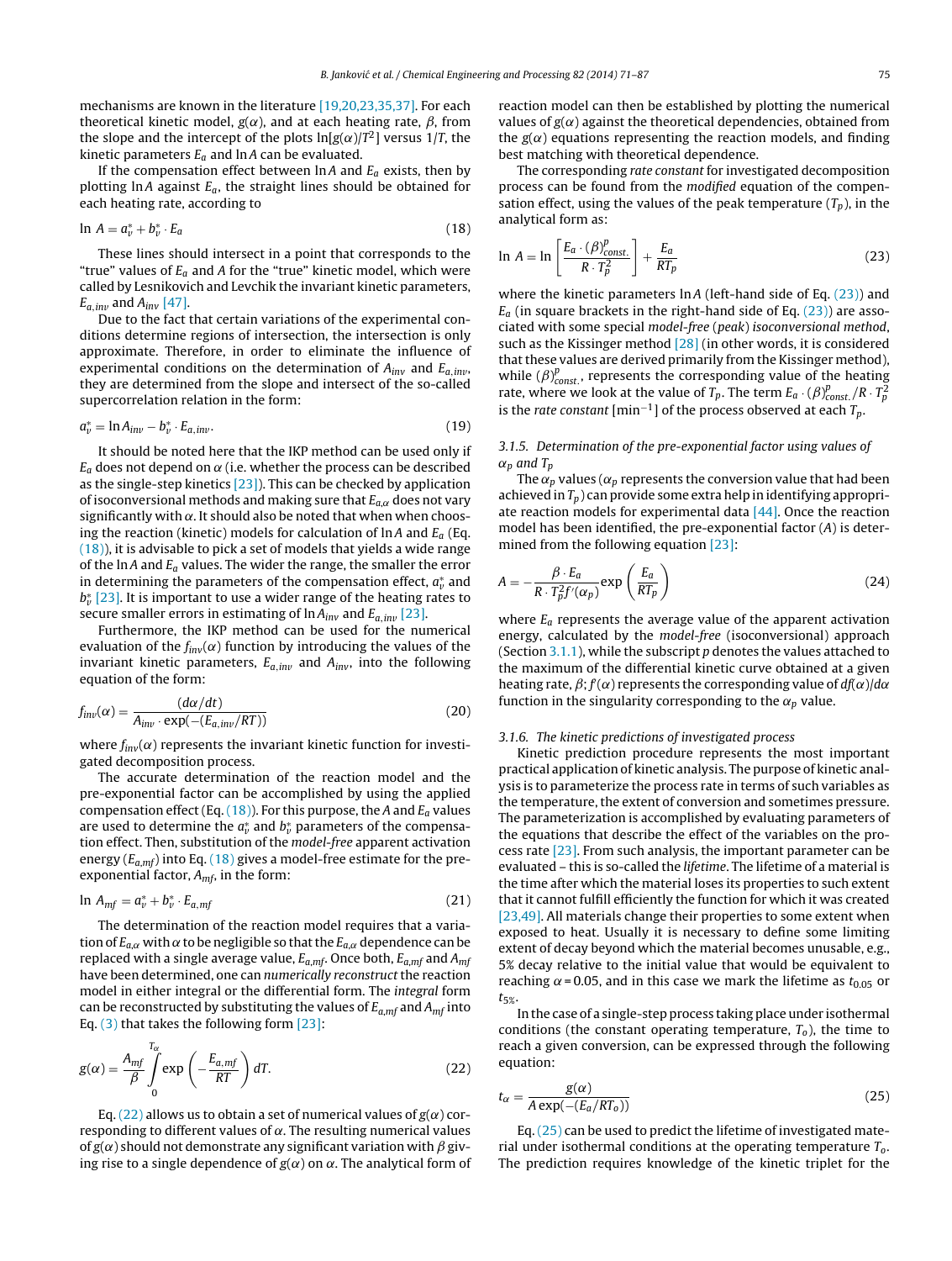mechanisms are known in the literature [19,20,23,35,37]. For each theoretical kinetic model, $g(\alpha)$, and at each heating rate, $\beta$, from the slope and the intercept of the plots $\ln[g(\alpha)/T^2]$ versus $1/T$, the kinetic parameters $E_a$ and $\ln A$ can be evaluated.

If the compensation effect between $\ln A$ and $E_a$ exists, then by plotting $\ln A$ against $E_a$, the straight lines should be obtained for each heating rate, according to

$$\ln A = a_v^* + b_v^* \cdot E_a \tag{18}$$

These lines should intersect in a point that corresponds to the "true" values of $E_a$ and $A$ for the "true" kinetic model, which were called by Lesnikovich and Levchik the invariant kinetic parameters, $E_{a,inv}$ and $A_{inv}$ [47].

Due to the fact that certain variations of the experimental conditions determine regions of intersection, the intersection is only approximate. Therefore, in order to eliminate the influence of experimental conditions on the determination of $A_{inv}$ and $E_{a,inv}$, they are determined from the slope and intersect of the so-called supercorrelation relation in the form:

$$a_v^* = \ln A_{inv} - b_v^* \cdot E_{a,inv}. \tag{19}$$

It should be noted here that the IKP method can be used only if $E_a$ does not depend on $\alpha$ (i.e. whether the process can be described as the single-step kinetics [23]). This can be checked by application of isoconversional methods and making sure that $E_{a,\alpha}$ does not vary significantly with $\alpha$. It should also be noted that when choosing the reaction (kinetic) models for calculation of $\ln A$ and $E_a$ (Eq. (18)), it is advisable to pick a set of models that yields a wide range of the $\ln A$ and $E_a$ values. The wider the range, the smaller the error in determining the parameters of the compensation effect, $a_v^*$ and $b_v^*$ [23]. It is important to use a wider range of the heating rates to secure smaller errors in estimating of $\ln A_{inv}$ and $E_{a,inv}$ [23].

Furthermore, the IKP method can be used for the numerical evaluation of the $f_{inv}(\alpha)$ function by introducing the values of the invariant kinetic parameters, $E_{a,inv}$ and $A_{inv}$, into the following equation of the form:

$$f_{inv}(\alpha) = \frac{(d\alpha/dt)}{A_{inv} \cdot \exp(-(E_{a,inv}/RT))} \tag{20}$$

where $f_{inv}(\alpha)$ represents the invariant kinetic function for investigated decomposition process.

The accurate determination of the reaction model and the pre-exponential factor can be accomplished by using the applied compensation effect (Eq. (18)). For this purpose, the $A$ and $E_a$ values are used to determine the $a_v^*$ and $b_v^*$ parameters of the compensation effect. Then, substitution of the *model-free* apparent activation energy ($E_{a,mf}$) into Eq. (18) gives a model-free estimate for the pre-exponential factor, $A_{mf}$, in the form:

$$\ln A_{mf} = a_v^* + b_v^* \cdot E_{a,mf} \tag{21}$$

The determination of the reaction model requires that a variation of $E_{a,\alpha}$ with $\alpha$ to be negligible so that the $E_{a,\alpha}$ dependence can be replaced with a single average value, $E_{a,mf}$. Once both, $E_{a,mf}$ and $A_{mf}$ have been determined, one can *numerically reconstruct* the reaction model in either integral or the differential form. The *integral* form can be reconstructed by substituting the values of $E_{a,mf}$ and $A_{mf}$ into Eq. (3) that takes the following form [23]:

$$g(\alpha) = \frac{A_{mf}}{\beta} \int_0^{T_\alpha} \exp\left(-\frac{E_{a,mf}}{RT}\right) dT. \tag{22}$$

Eq. (22) allows us to obtain a set of numerical values of $g(\alpha)$ corresponding to different values of $\alpha$. The resulting numerical values of $g(\alpha)$ should not demonstrate any significant variation with $\beta$ giving rise to a single dependence of $g(\alpha)$ on $\alpha$. The analytical form of reaction model can then be established by plotting the numerical values of $g(\alpha)$ against the theoretical dependencies, obtained from the $g(\alpha)$ equations representing the reaction models, and finding best matching with theoretical dependence.

The corresponding *rate constant* for investigated decomposition process can be found from the *modified* equation of the compensation effect, using the values of the peak temperature ($T_p$), in the analytical form as:

$$\ln A = \ln\left[\frac{E_a \cdot (\beta)_{const.}^p}{R \cdot T_p^2}\right] + \frac{E_a}{RT_p} \tag{23}$$

where the kinetic parameters $\ln A$ (left-hand side of Eq. (23)) and $E_a$ (in square brackets in the right-hand side of Eq. (23)) are associated with some special *model-free* (*peak*) *isoconversional method*, such as the Kissinger method [28] (in other words, it is considered that these values are derived primarily from the Kissinger method), while $(\beta)_{const.}^p$, represents the corresponding value of the heating rate, where we look at the value of $T_p$. The term $E_a \cdot (\beta)_{const.}^p / R \cdot T_p^2$ is the *rate constant* [$\text{min}^{-1}$] of the process observed at each $T_p$.

### 3.1.5. Determination of the pre-exponential factor using values of $\alpha_p$ and $T_p$

The $\alpha_p$ values ($\alpha_p$ represents the conversion value that had been achieved in $T_p$) can provide some extra help in identifying appropriate reaction models for experimental data [44]. Once the reaction model has been identified, the pre-exponential factor ($A$) is determined from the following equation [23]:

$$A = -\frac{\beta \cdot E_a}{R \cdot T_p^2 f'(\alpha_p)} \exp\left(\frac{E_a}{RT_p}\right) \tag{24}$$

where $E_a$ represents the average value of the apparent activation energy, calculated by the *model-free* (isoconversional) approach (Section 3.1.1), while the subscript $p$ denotes the values attached to the maximum of the differential kinetic curve obtained at a given heating rate, $\beta$; $f'(\alpha)$ represents the corresponding value of $df(\alpha)/d\alpha$ function in the singularity corresponding to the $\alpha_p$ value.

### 3.1.6. The kinetic predictions of investigated process

Kinetic prediction procedure represents the most important practical application of kinetic analysis. The purpose of kinetic analysis is to parameterize the process rate in terms of such variables as the temperature, the extent of conversion and sometimes pressure. The parameterization is accomplished by evaluating parameters of the equations that describe the effect of the variables on the process rate [23]. From such analysis, the important parameter can be evaluated – this is so-called the *lifetime*. The lifetime of a material is the time after which the material loses its properties to such extent that it cannot fulfill efficiently the function for which it was created [23,49]. All materials change their properties to some extent when exposed to heat. Usually it is necessary to define some limiting extent of decay beyond which the material becomes unusable, e.g., 5% decay relative to the initial value that would be equivalent to reaching $\alpha = 0.05$, and in this case we mark the lifetime as $t_{0.05}$ or $t_{5\%}$.

In the case of a single-step process taking place under isothermal conditions (the constant operating temperature, $T_o$), the time to reach a given conversion, can be expressed through the following equation:

$$t_\alpha = \frac{g(\alpha)}{A\exp(-(E_a/RT_o))} \tag{25}$$

Eq. (25) can be used to predict the lifetime of investigated material under isothermal conditions at the operating temperature $T_o$. The prediction requires knowledge of the kinetic triplet for the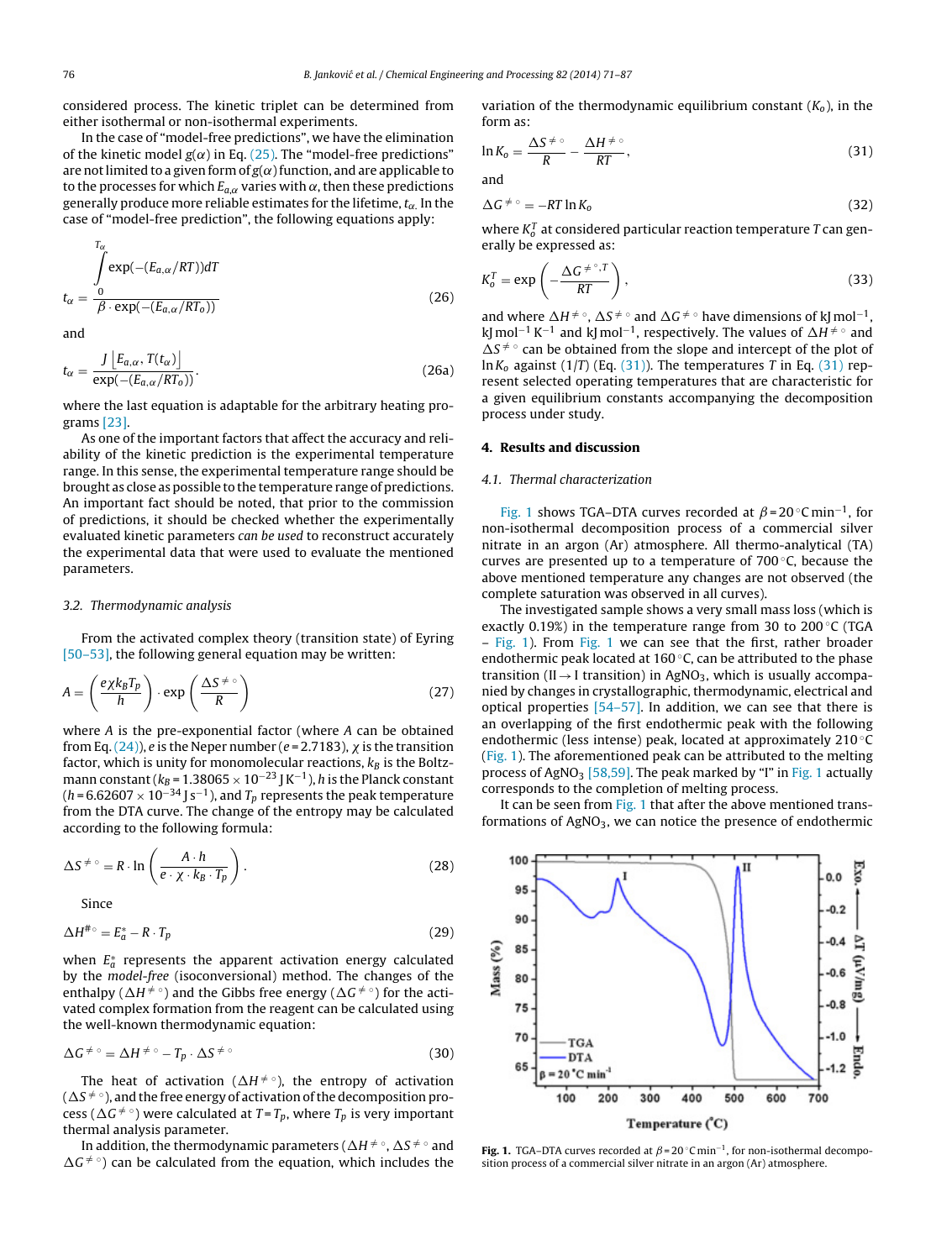considered process. The kinetic triplet can be determined from either isothermal or non-isothermal experiments.

In the case of "model-free predictions", we have the elimination of the kinetic model $g(\alpha)$ in Eq. (25). The "model-free predictions" are not limited to a given form of $g(\alpha)$ function, and are applicable to the processes for which $E_{a,\alpha}$ varies with $\alpha$, then these predictions generally produce more reliable estimates for the lifetime, $t_\alpha$. In the case of "model-free prediction", the following equations apply:

$$t_\alpha = \frac{\int_0^{T_\alpha} \exp(-(E_{a,\alpha}/RT))dT}{\beta \cdot \exp(-(E_{a,\alpha}/RT_o))} \tag{26}$$

and

$$t_\alpha = \frac{J\left[E_{a,\alpha}, T(t_\alpha)\right]}{\exp(-(E_{a,\alpha}/RT_o))}, \tag{26a}$$

where the last equation is adaptable for the arbitrary heating programs [23].

As one of the important factors that affect the accuracy and reliability of the kinetic prediction is the experimental temperature range. In this sense, the experimental temperature range should be brought as close as possible to the temperature range of predictions. An important fact should be noted, that prior to the commission of predictions, it should be checked whether the experimentally evaluated kinetic parameters *can be used* to reconstruct accurately the experimental data that were used to evaluate the mentioned parameters.

### 3.2. Thermodynamic analysis

From the activated complex theory (transition state) of Eyring [50–53], the following general equation may be written:

$$A = \left(\frac{e\chi k_B T_p}{h}\right) \cdot \exp\left(\frac{\Delta S^{\neq\circ}}{R}\right) \tag{27}$$

where $A$ is the pre-exponential factor (where $A$ can be obtained from Eq. (24)), $e$ is the Neper number ($e$ = 2.7183), $\chi$ is the transition factor, which is unity for monomolecular reactions, $k_B$ is the Boltzmann constant ($k_B = 1.38065 \times 10^{-23}$ J K$^{-1}$), $h$ is the Planck constant ($h = 6.62607 \times 10^{-34}$ J s$^{-1}$), and $T_p$ represents the peak temperature from the DTA curve. The change of the entropy may be calculated according to the following formula:

$$\Delta S^{\neq\circ} = R \cdot \ln\left(\frac{A \cdot h}{e \cdot \chi \cdot k_B \cdot T_p}\right). \tag{28}$$

Since

$$\Delta H^{\#\circ} = E_a^* - R \cdot T_p \tag{29}$$

when $E_a^*$ represents the apparent activation energy calculated by the *model-free* (isoconversional) method. The changes of the enthalpy ($\Delta H^{\neq\circ}$) and the Gibbs free energy ($\Delta G^{\neq\circ}$) for the activated complex formation from the reagent can be calculated using the well-known thermodynamic equation:

$$\Delta G^{\neq\circ} = \Delta H^{\neq\circ} - T_p \cdot \Delta S^{\neq\circ} \tag{30}$$

The heat of activation ($\Delta H^{\neq\circ}$), the entropy of activation ($\Delta S^{\neq\circ}$), and the free energy of activation of the decomposition process ($\Delta G^{\neq\circ}$) were calculated at $T = T_p$, where $T_p$ is very important thermal analysis parameter.

In addition, the thermodynamic parameters ($\Delta H^{\neq\circ}$, $\Delta S^{\neq\circ}$ and $\Delta G^{\neq\circ}$) can be calculated from the equation, which includes the variation of the thermodynamic equilibrium constant ($K_o$), in the form as:

$$\ln K_o = \frac{\Delta S^{\neq\circ}}{R} - \frac{\Delta H^{\neq\circ}}{RT}, \tag{31}$$

and

$$\Delta G^{\neq\circ} = -RT\ln K_o \tag{32}$$

where $K_o^T$ at considered particular reaction temperature $T$ can generally be expressed as:

$$K_o^T = \exp\left(-\frac{\Delta G^{\neq\circ,T}}{RT}\right), \tag{33}$$

and where $\Delta H^{\neq\circ}$, $\Delta S^{\neq\circ}$ and $\Delta G^{\neq\circ}$ have dimensions of kJ mol$^{-1}$, kJ mol$^{-1}$ K$^{-1}$ and kJ mol$^{-1}$, respectively. The values of $\Delta H^{\neq\circ}$ and $\Delta S^{\neq\circ}$ can be obtained from the slope and intercept of the plot of $\ln K_o$ against $(1/T)$ (Eq. (31)). The temperatures $T$ in Eq. (31) represent selected operating temperatures that are characteristic for a given equilibrium constants accompanying the decomposition process under study.

## 4. Results and discussion

### 4.1. Thermal characterization

Fig. 1 shows TGA–DTA curves recorded at $\beta$ = 20 °C min$^{-1}$, for non-isothermal decomposition process of a commercial silver nitrate in an argon (Ar) atmosphere. All thermo-analytical (TA) curves are presented up to a temperature of 700 °C, because the above mentioned temperature any changes are not observed (the complete saturation was observed in all curves).

The investigated sample shows a very small mass loss (which is exactly 0.19%) in the temperature range from 30 to 200 °C (TGA – Fig. 1). From Fig. 1 we can see that the first, rather broader endothermic peak located at 160 °C, can be attributed to the phase transition (II → I transition) in $AgNO_3$, which is usually accompanied by changes in crystallographic, thermodynamic, electrical and optical properties [54–57]. In addition, we can see that there is an overlapping of the first endothermic peak with the following endothermic (less intense) peak, located at approximately 210 °C (Fig. 1). The aforementioned peak can be attributed to the melting process of $AgNO_3$ [58,59]. The peak marked by "I" in Fig. 1 actually corresponds to the completion of melting process.

It can be seen from Fig. 1 that after the above mentioned transformations of $AgNO_3$, we can notice the presence of endothermic

**Fig. 1.** TGA–DTA curves recorded at $\beta$ = 20 °C min$^{-1}$, for non-isothermal decomposition process of a commercial silver nitrate in an argon (Ar) atmosphere.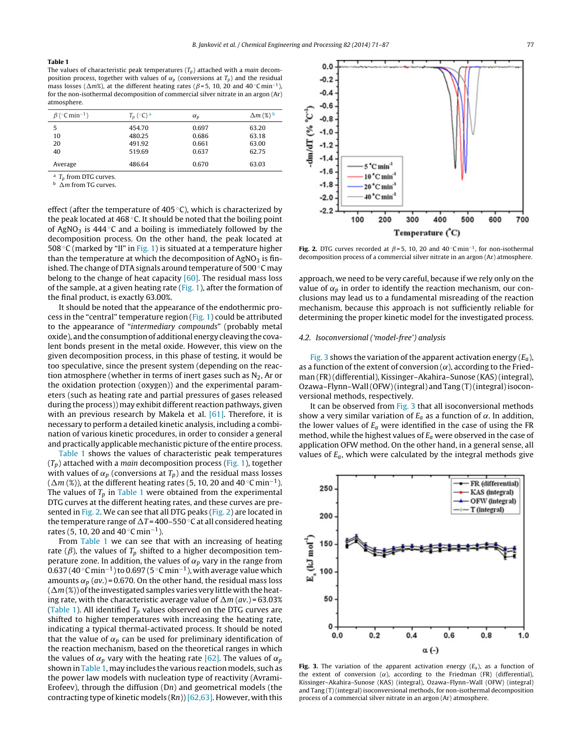**Table 1**
The values of characteristic peak temperatures ($T_p$) attached with a *main* decomposition process, together with values of $\alpha_p$ (conversions at $T_p$) and the residual mass losses ($\Delta m\%$), at the different heating rates ($\beta$ = 5, 10, 20 and 40 °C min$^{-1}$), for the non-isothermal decomposition of commercial silver nitrate in an argon (Ar) atmosphere.

| $\beta$ (°C min$^{-1}$) | $T_p$ (°C) [a] | $\alpha_p$ | $\Delta m$ (%) [b] |
|---|---|---|---|
| 5 | 454.70 | 0.697 | 63.20 |
| 10 | 480.25 | 0.686 | 63.18 |
| 20 | 491.92 | 0.661 | 63.00 |
| 40 | 519.69 | 0.637 | 62.75 |
| Average | 486.64 | 0.670 | 63.03 |

[a] $T_p$ from DTG curves.
[b] $\Delta m$ from TG curves.

effect (after the temperature of 405 °C), which is characterized by the peak located at 468 °C. It should be noted that the boiling point of $AgNO_3$ is 444 °C and a boiling is immediately followed by the decomposition process. On the other hand, the peak located at 508 °C (marked by "II" in Fig. 1) is situated at a temperature higher than the temperature at which the decomposition of $AgNO_3$ is finished. The change of DTA signals around temperature of 500 °C may belong to the change of heat capacity [60]. The residual mass loss of the sample, at a given heating rate (Fig. 1), after the formation of the final product, is exactly 63.00%.

It should be noted that the appearance of the endothermic process in the "central" temperature region (Fig. 1) could be attributed to the appearance of "*intermediary compounds*" (probably metal oxide), and the consumption of additional energy cleaving the covalent bonds present in the metal oxide. However, this view on the given decomposition process, in this phase of testing, it would be too speculative, since the present system (depending on the reaction atmosphere (whether in terms of inert gases such as $N_2$, Ar or the oxidation protection (oxygen)) and the experimental parameters (such as heating rate and partial pressures of gases released during the process)) may exhibit different reaction pathways, given with an previous research by Makela et al. [61]. Therefore, it is necessary to perform a detailed kinetic analysis, including a combination of various kinetic procedures, in order to consider a general and practically applicable mechanistic picture of the entire process.

Table 1 shows the values of characteristic peak temperatures ($T_p$) attached with a *main* decomposition process (Fig. 1), together with values of $\alpha_p$ (conversions at $T_p$) and the residual mass losses ($\Delta m$ (%)), at the different heating rates (5, 10, 20 and 40 °C min$^{-1}$). The values of $T_p$ in Table 1 were obtained from the experimental DTG curves at the different heating rates, and these curves are presented in Fig. 2. We can see that all DTG peaks (Fig. 2) are located in the temperature range of $\Delta T$ = 400–550 °C at all considered heating rates (5, 10, 20 and 40 °C min$^{-1}$).

From Table 1 we can see that with an increasing of heating rate ($\beta$), the values of $T_p$ shifted to a higher decomposition temperature zone. In addition, the values of $\alpha_p$ vary in the range from 0.637 (40 °C min$^{-1}$) to 0.697 (5 °C min$^{-1}$), with average value which amounts $\alpha_p$ (*av.*) = 0.670. On the other hand, the residual mass loss ($\Delta m$ (%)) of the investigated samples varies very little with the heating rate, with the characteristic average value of $\Delta m$ (*av.*) = 63.03% (Table 1). All identified $T_p$ values observed on the DTG curves are shifted to higher temperatures with increasing the heating rate, indicating a typical thermal-activated process. It should be noted that the value of $\alpha_p$ can be used for preliminary identification of the reaction mechanism, based on the theoretical ranges in which the values of $\alpha_p$ vary with the heating rate [62]. The values of $\alpha_p$ shown in Table 1, may includes the various reaction models, such as the power law models with nucleation type of reactivity (Avrami-Erofeev), through the diffusion (D$n$) and geometrical models (the contracting type of kinetic models (R$n$)) [62,63]. However, with this approach, we need to be very careful, because if we rely only on the value of $\alpha_p$ in order to identify the reaction mechanism, our conclusions may lead us to a fundamental misreading of the reaction mechanism, because this approach is not sufficiently reliable for determining the proper kinetic model for the investigated process.

**Fig. 2.** DTG curves recorded at $\beta$ = 5, 10, 20 and 40 °C min$^{-1}$, for non-isothermal decomposition process of a commercial silver nitrate in an argon (Ar) atmosphere.

### 4.2. Isoconversional ('model-free') analysis

Fig. 3 shows the variation of the apparent activation energy ($E_a$), as a function of the extent of conversion ($\alpha$), according to the Friedman (FR) (differential), Kissinger–Akahira–Sunose (KAS) (integral), Ozawa–Flynn–Wall (OFW) (integral) and Tang (T) (integral) isoconversional methods, respectively.

It can be observed from Fig. 3 that all isoconversional methods show a very similar variation of $E_a$ as a function of $\alpha$. In addition, the lower values of $E_a$ were identified in the case of using the FR method, while the highest values of $E_a$ were observed in the case of application OFW method. On the other hand, in a general sense, all values of $E_a$, which were calculated by the integral methods give

**Fig. 3.** The variation of the apparent activation energy ($E_a$), as a function of the extent of conversion ($\alpha$), according to the Friedman (FR) (differential), Kissinger–Akahira–Sunose (KAS) (integral), Ozawa–Flynn–Wall (OFW) (integral) and Tang (T) (integral) isoconversional methods, for non-isothermal decomposition process of a commercial silver nitrate in an argon (Ar) atmosphere.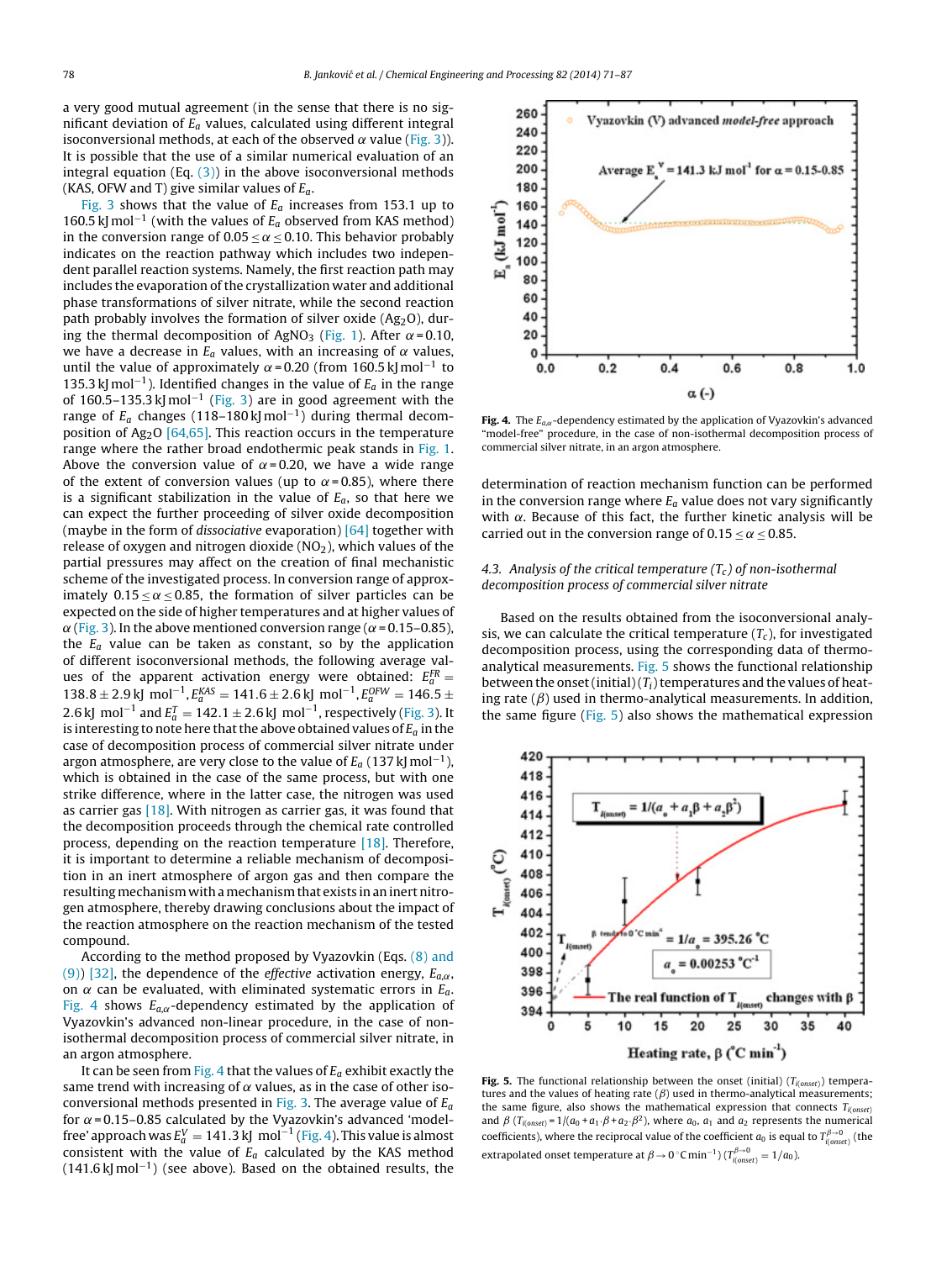a very good mutual agreement (in the sense that there is no significant deviation of $E_a$ values, calculated using different integral isoconversional methods, at each of the observed $\alpha$ value (Fig. 3)). It is possible that the use of a similar numerical evaluation of an integral equation (Eq. (3)) in the above isoconversional methods (KAS, OFW and T) give similar values of $E_a$.

Fig. 3 shows that the value of $E_a$ increases from 153.1 up to 160.5 kJ mol$^{-1}$ (with the values of $E_a$ observed from KAS method) in the conversion range of $0.05 \leq \alpha \leq 0.10$. This behavior probably indicates on the reaction pathway which includes two independent parallel reaction systems. Namely, the first reaction path may includes the evaporation of the crystallization water and additional phase transformations of silver nitrate, while the second reaction path probably involves the formation of silver oxide ($Ag_2O$), during the thermal decomposition of $AgNO_3$ (Fig. 1). After $\alpha = 0.10$, we have a decrease in $E_a$ values, with an increasing of $\alpha$ values, until the value of approximately $\alpha = 0.20$ (from 160.5 kJ mol$^{-1}$ to 135.3 kJ mol$^{-1}$). Identified changes in the value of $E_a$ in the range of 160.5–135.3 kJ mol$^{-1}$ (Fig. 3) are in good agreement with the range of $E_a$ changes (118–180 kJ mol$^{-1}$) during thermal decomposition of $Ag_2O$ [64,65]. This reaction occurs in the temperature range where the rather broad endothermic peak stands in Fig. 1. Above the conversion value of $\alpha = 0.20$, we have a wide range of the extent of conversion values (up to $\alpha = 0.85$), where there is a significant stabilization in the value of $E_a$, so that here we can expect the further proceeding of silver oxide decomposition (maybe in the form of *dissociative* evaporation) [64] together with release of oxygen and nitrogen dioxide ($NO_2$), which values of the partial pressures may affect on the creation of final mechanistic scheme of the investigated process. In conversion range of approximately $0.15 \leq \alpha \leq 0.85$, the formation of silver particles can be expected on the side of higher temperatures and at higher values of $\alpha$ (Fig. 3). In the above mentioned conversion range ($\alpha = 0.15$–$0.85$), the $E_a$ value can be taken as constant, so by the application of different isoconversional methods, the following average values of the apparent activation energy were obtained: $E_a^{FR} = 138.8 \pm 2.9$ kJ mol$^{-1}$, $E_a^{KAS} = 141.6 \pm 2.6$ kJ mol$^{-1}$, $E_a^{OFW} = 146.5 \pm 2.6$ kJ mol$^{-1}$ and $E_a^{T} = 142.1 \pm 2.6$ kJ mol$^{-1}$, respectively (Fig. 3). It is interesting to note here that the above obtained values of $E_a$ in the case of decomposition process of commercial silver nitrate under argon atmosphere, are very close to the value of $E_a$ (137 kJ mol$^{-1}$), which is obtained in the case of the same process, but with one strike difference, where in the latter case, the nitrogen was used as carrier gas [18]. With nitrogen as carrier gas, it was found that the decomposition proceeds through the chemical rate controlled process, depending on the reaction temperature [18]. Therefore, it is important to determine a reliable mechanism of decomposition in an inert atmosphere of argon gas and then compare the resulting mechanism with a mechanism that exists in an inert nitrogen atmosphere, thereby drawing conclusions about the impact of the reaction atmosphere on the reaction mechanism of the tested compound.

According to the method proposed by Vyazovkin (Eqs. (8) and (9)) [32], the dependence of the *effective* activation energy, $E_{a,\alpha}$, on $\alpha$ can be evaluated, with eliminated systematic errors in $E_a$. Fig. 4 shows $E_{a,\alpha}$-dependency estimated by the application of Vyazovkin's advanced non-linear procedure, in the case of non-isothermal decomposition process of commercial silver nitrate, in an argon atmosphere.

It can be seen from Fig. 4 that the values of $E_a$ exhibit exactly the same trend with increasing of $\alpha$ values, as in the case of other isoconversional methods presented in Fig. 3. The average value of $E_a$ for $\alpha = 0.15$–$0.85$ calculated by the Vyazovkin's advanced 'model-free' approach was $E_a^V = 141.3$ kJ mol$^{-1}$ (Fig. 4). This value is almost consistent with the value of $E_a$ calculated by the KAS method (141.6 kJ mol$^{-1}$) (see above). Based on the obtained results, the determination of reaction mechanism function can be performed in the conversion range where $E_a$ value does not vary significantly with $\alpha$. Because of this fact, the further kinetic analysis will be carried out in the conversion range of $0.15 \leq \alpha \leq 0.85$.

**Fig. 4.** The $E_{a,\alpha}$-dependency estimated by the application of Vyazovkin's advanced "model-free" procedure, in the case of non-isothermal decomposition process of commercial silver nitrate, in an argon atmosphere.

### 4.3. Analysis of the critical temperature ($T_c$) of non-isothermal decomposition process of commercial silver nitrate

Based on the results obtained from the isoconversional analysis, we can calculate the critical temperature ($T_c$), for investigated decomposition process, using the corresponding data of thermo-analytical measurements. Fig. 5 shows the functional relationship between the onset (initial) ($T_i$) temperatures and the values of heating rate ($\beta$) used in thermo-analytical measurements. In addition, the same figure (Fig. 5) also shows the mathematical expression

**Fig. 5.** The functional relationship between the onset (initial) ($T_{i(onset)}$) temperatures and the values of heating rate ($\beta$) used in thermo-analytical measurements; the same figure, also shows the mathematical expression that connects $T_{i(onset)}$ and $\beta$ ($T_{i(onset)} = 1/(a_0 + a_1 \cdot \beta + a_2 \cdot \beta^2)$, where $a_0$, $a_1$ and $a_2$ represents the numerical coefficients), where the reciprocal value of the coefficient $a_0$ is equal to $T_{i(onset)}^{\beta \to 0}$ (the extrapolated onset temperature at $\beta \to 0\,^{\circ}$C min$^{-1}$) ($T_{i(onset)}^{\beta \to 0} = 1/a_0$).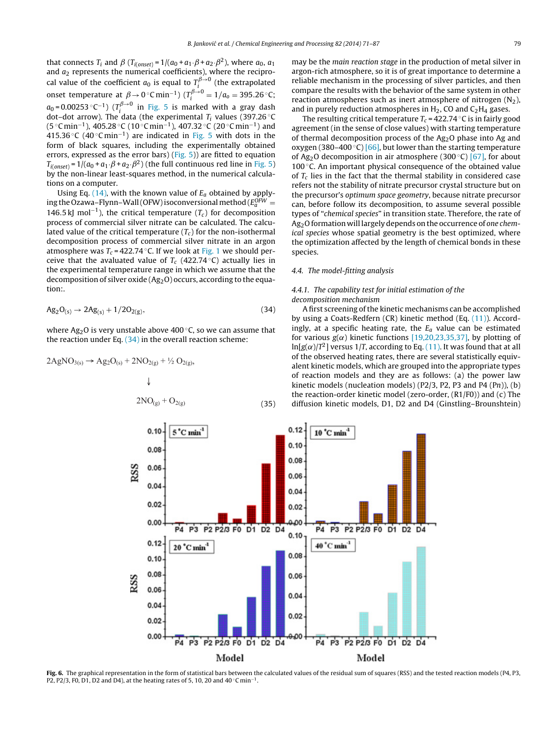that connects $T_i$ and $\beta$ ($T_{i(onset)} = 1/(a_0 + a_1 \cdot \beta + a_2 \cdot \beta^2)$, where $a_0$, $a_1$ and $a_2$ represents the numerical coefficients), where the reciprocal value of the coefficient $a_0$ is equal to $T_i^{\beta \to 0}$ (the extrapolated onset temperature at $\beta \to 0\,^{\circ}\mathrm{C\,min^{-1}}$) ($T_i^{\beta \to 0} = 1/a_o = 395.26\,^{\circ}\mathrm{C}$; $a_0 = 0.00253\,^{\circ}\mathrm{C^{-1}}$) ($T_i^{\beta \to 0}$ in Fig. 5 is marked with a gray dash dot–dot arrow). The data (the experimental $T_i$ values (397.26 °C (5 °C min$^{-1}$), 405.28 °C (10 °C min$^{-1}$), 407.32 °C (20 °C min$^{-1}$) and 415.36 °C (40 °C min$^{-1}$) are indicated in Fig. 5 with dots in the form of black squares, including the experimentally obtained errors, expressed as the error bars) (Fig. 5)) are fitted to equation $T_{i(onset)} = 1/(a_0 + a_1 \cdot \beta + a_2 \cdot \beta^2)$ (the full continuous red line in Fig. 5) by the non-linear least-squares method, in the numerical calculations on a computer.

Using Eq. (14), with the known value of $E_a$ obtained by applying the Ozawa–Flynn–Wall (OFW) isoconversional method ($E_a^{OFW} = 146.5\,\mathrm{kJ\,mol^{-1}}$), the critical temperature ($T_c$) for decomposition process of commercial silver nitrate can be calculated. The calculated value of the critical temperature ($T_c$) for the non-isothermal decomposition process of commercial silver nitrate in an argon atmosphere was $T_c = 422.74\,^{\circ}\mathrm{C}$. If we look at Fig. 1 we should perceive that the avaluated value of $T_c$ (422.74 °C) actually lies in the experimental temperature range in which we assume that the decomposition of silver oxide ($Ag_2O$) occurs, according to the equation:.

$$Ag_2O_{(s)} \rightarrow 2Ag_{(s)} + 1/2O_{2(g)}, \tag{34}$$

where $Ag_2O$ is very unstable above 400 °C, so we can assume that the reaction under Eq. (34) in the overall reaction scheme:

$$\begin{array}{c} 2AgNO_{3(s)} \rightarrow Ag_2O_{(s)} + 2NO_{2(g)} + \tfrac{1}{2}\,O_{2(g)}, \\ \downarrow \\ 2NO_{(g)} + O_{2(g)} \end{array} \tag{35}$$

may be the *main reaction stage* in the production of metal silver in argon-rich atmosphere, so it is of great importance to determine a reliable mechanism in the processing of silver particles, and then compare the results with the behavior of the same system in other reaction atmospheres such as inert atmosphere of nitrogen ($N_2$), and in purely reduction atmospheres in $H_2$, CO and $C_2H_4$ gases.

The resulting critical temperature $T_c = 422.74\,^{\circ}\mathrm{C}$ is in fairly good agreement (in the sense of close values) with starting temperature of thermal decomposition process of the $Ag_2O$ phase into Ag and oxygen (380–400 °C) [66], but lower than the starting temperature of $Ag_2O$ decomposition in air atmosphere (300 °C) [67], for about 100 °C. An important physical consequence of the obtained value of $T_c$ lies in the fact that the thermal stability in considered case refers not the stability of nitrate precursor crystal structure but on the precursor's *optimum space geometry*, because nitrate precursor can, before follow its decomposition, to assume several possible types of "*chemical species*" in transition state. Therefore, the rate of $Ag_2O$ formation will largely depends on the occurrence of *one chemical species* whose spatial geometry is the best optimized, where the optimization affected by the length of chemical bonds in these species.

### 4.4. The model-fitting analysis

#### 4.4.1. The capability test for initial estimation of the decomposition mechanism

A first screening of the kinetic mechanisms can be accomplished by using a Coats-Redfern (CR) kinetic method (Eq. (11)). Accordingly, at a specific heating rate, the $E_a$ value can be estimated for various $g(\alpha)$ kinetic functions [19,20,23,35,37], by plotting of $\ln[g(\alpha)/T^2]$ versus $1/T$, according to Eq. (11). It was found that at all of the observed heating rates, there are several statistically equivalent kinetic models, which are grouped into the appropriate types of reaction models and they are as follows: (a) the power law kinetic models (nucleation models) (P2/3, P2, P3 and P4 (P*n*)), (b) the reaction-order kinetic model (zero-order, (R1/F0)) and (c) The diffusion kinetic models, D1, D2 and D4 (Ginstling–Brounshtein)

**Fig. 6.** The graphical representation in the form of statistical bars between the calculated values of the residual sum of squares (RSS) and the tested reaction models (P4, P3, P2, P2/3, F0, D1, D2 and D4), at the heating rates of 5, 10, 20 and 40 °C min$^{-1}$.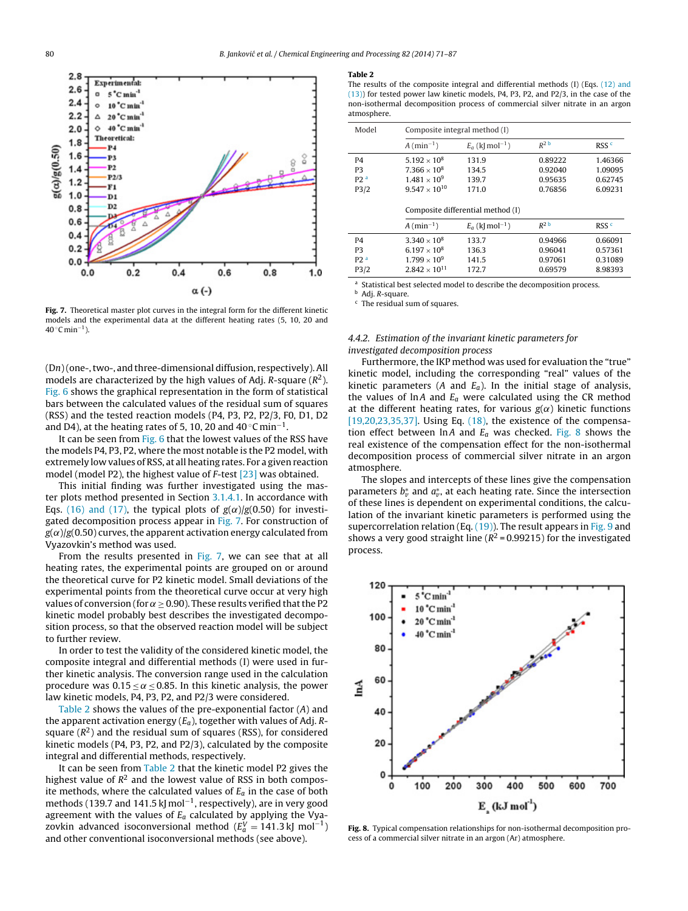Fig. 7. Theoretical master plot curves in the integral form for the different kinetic models and the experimental data at the different heating rates (5, 10, 20 and 40 °C min$^{-1}$).

(Dn) (one-, two-, and three-dimensional diffusion, respectively). All models are characterized by the high values of Adj. R-square ($R^2$). Fig. 6 shows the graphical representation in the form of statistical bars between the calculated values of the residual sum of squares (RSS) and the tested reaction models (P4, P3, P2, P2/3, F0, D1, D2 and D4), at the heating rates of 5, 10, 20 and 40 °C min$^{-1}$.

It can be seen from Fig. 6 that the lowest values of the RSS have the models P4, P3, P2, where the most notable is the P2 model, with extremely low values of RSS, at all heating rates. For a given reaction model (model P2), the highest value of F-test [23] was obtained.

This initial finding was further investigated using the master plots method presented in Section 3.1.4.1. In accordance with Eqs. (16) and (17), the typical plots of $g(\alpha)/g(0.50)$ for investigated decomposition process appear in Fig. 7. For construction of $g(\alpha)/g(0.50)$ curves, the apparent activation energy calculated from Vyazovkin's method was used.

From the results presented in Fig. 7, we can see that at all heating rates, the experimental points are grouped on or around the theoretical curve for P2 kinetic model. Small deviations of the experimental points from the theoretical curve occur at very high values of conversion (for $\alpha \geq 0.90$). These results verified that the P2 kinetic model probably best describes the investigated decomposition process, so that the observed reaction model will be subject to further review.

In order to test the validity of the considered kinetic model, the composite integral and differential methods (I) were used in further kinetic analysis. The conversion range used in the calculation procedure was $0.15 \leq \alpha \leq 0.85$. In this kinetic analysis, the power law kinetic models, P4, P3, P2, and P2/3 were considered.

Table 2 shows the values of the pre-exponential factor (A) and the apparent activation energy ($E_a$), together with values of Adj. R-square ($R^2$) and the residual sum of squares (RSS), for considered kinetic models (P4, P3, P2, and P2/3), calculated by the composite integral and differential methods, respectively.

It can be seen from Table 2 that the kinetic model P2 gives the highest value of $R^2$ and the lowest value of RSS in both composite methods, where the calculated values of $E_a$ in the case of both methods (139.7 and 141.5 kJ mol$^{-1}$, respectively), are in very good agreement with the values of $E_a$ calculated by applying the Vyazovkin advanced isoconversional method ($E_a^V = 141.3$ kJ mol$^{-1}$) and other conventional isoconversional methods (see above).

**Table 2**
The results of the composite integral and differential methods (I) (Eqs. (12) and (13)) for tested power law kinetic models, P4, P3, P2, and P2/3, in the case of the non-isothermal decomposition process of commercial silver nitrate in an argon atmosphere.

| Model | Composite integral method (I) | | | |
|---|---|---|---|---|
| | A (min$^{-1}$) | $E_a$ (kJ mol$^{-1}$) | $R^2$ [b] | RSS [c] |
| P4 | $5.192 \times 10^8$ | 131.9 | 0.89222 | 1.46366 |
| P3 | $7.366 \times 10^8$ | 134.5 | 0.92040 | 1.09095 |
| P2 [a] | $1.481 \times 10^9$ | 139.7 | 0.95635 | 0.62745 |
| P3/2 | $9.547 \times 10^{10}$ | 171.0 | 0.76856 | 6.09231 |
| | **Composite differential method (I)** | | | |
| | A (min$^{-1}$) | $E_a$ (kJ mol$^{-1}$) | $R^2$ [b] | RSS [c] |
| P4 | $3.340 \times 10^8$ | 133.7 | 0.94966 | 0.66091 |
| P3 | $6.197 \times 10^8$ | 136.3 | 0.96041 | 0.57361 |
| P2 [a] | $1.799 \times 10^9$ | 141.5 | 0.97061 | 0.31089 |
| P3/2 | $2.842 \times 10^{11}$ | 172.7 | 0.69579 | 8.98393 |

[a] Statistical best selected model to describe the decomposition process.
[b] Adj. R-square.
[c] The residual sum of squares.

#### 4.4.2. Estimation of the invariant kinetic parameters for investigated decomposition process

Furthermore, the IKP method was used for evaluation the "true" kinetic model, including the corresponding "real" values of the kinetic parameters (A and $E_a$). In the initial stage of analysis, the values of ln A and $E_a$ were calculated using the CR method at the different heating rates, for various $g(\alpha)$ kinetic functions [19,20,23,35,37]. Using Eq. (18), the existence of the compensation effect between ln A and $E_a$ was checked. Fig. 8 shows the real existence of the compensation effect for the non-isothermal decomposition process of commercial silver nitrate in an argon atmosphere.

The slopes and intercepts of these lines give the compensation parameters $b_v^*$ and $a_v^*$, at each heating rate. Since the intersection of these lines is dependent on experimental conditions, the calculation of the invariant kinetic parameters is performed using the supercorrelation relation (Eq. (19)). The result appears in Fig. 9 and shows a very good straight line ($R^2 = 0.99215$) for the investigated process.

Fig. 8. Typical compensation relationships for non-isothermal decomposition process of a commercial silver nitrate in an argon (Ar) atmosphere.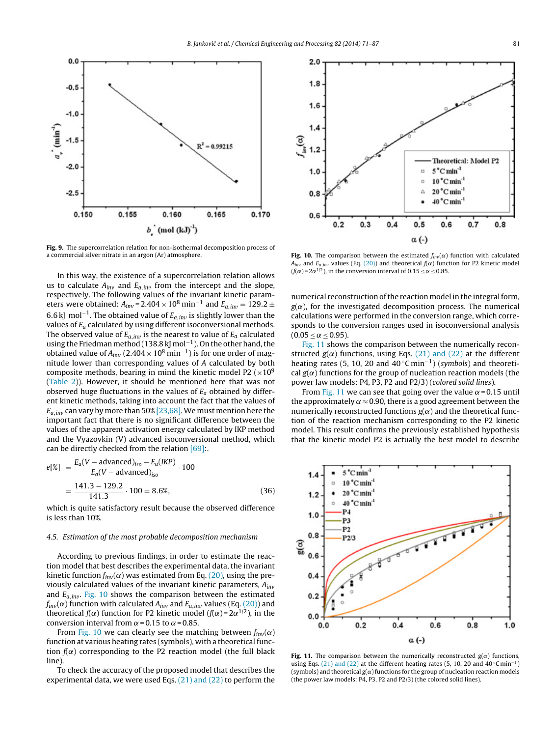Fig. 9. The supercorrelation relation for non-isothermal decomposition process of a commercial silver nitrate in an argon (Ar) atmosphere.

In this way, the existence of a supercorrelation relation allows us to calculate $A_{inv}$ and $E_{a,inv}$ from the intercept and the slope, respectively. The following values of the invariant kinetic parameters were obtained: $A_{inv}$ = 2.404 × $10^8$ min$^{-1}$ and $E_{a,inv}$ = 129.2 ± 6.6 kJ mol$^{-1}$. The obtained value of $E_{a,inv}$ is slightly lower than the values of $E_a$ calculated by using different isoconversional methods. The observed value of $E_{a,inv}$ is the nearest to value of $E_a$ calculated using the Friedman method (138.8 kJ mol$^{-1}$). On the other hand, the obtained value of $A_{inv}$ (2.404 × $10^8$ min$^{-1}$) is for one order of magnitude lower than corresponding values of $A$ calculated by both composite methods, bearing in mind the kinetic model P2 (×$10^9$ (Table 2)). However, it should be mentioned here that was not observed huge fluctuations in the values of $E_a$ obtained by different kinetic methods, taking into account the fact that the values of $E_{a,inv}$ can vary by more than 50% [23,68]. We must mention here the important fact that there is no significant difference between the values of the apparent activation energy calculated by IKP method and the Vyazovkin (V) advanced isoconversional method, which can be directly checked from the relation [69]:.

$$e[\%] = \frac{E_a(V-\text{advanced})_{iso} - E_a(IKP)}{E_a(V-\text{advanced})_{iso}} \cdot 100 = \frac{141.3 - 129.2}{141.3} \cdot 100 = 8.6\%, \tag{36}$$

which is quite satisfactory result because the observed difference is less than 10%.

### 4.5. Estimation of the most probable decomposition mechanism

According to previous findings, in order to estimate the reaction model that best describes the experimental data, the invariant kinetic function $f_{inv}(\alpha)$ was estimated from Eq. (20), using the previously calculated values of the invariant kinetic parameters, $A_{inv}$ and $E_{a,inv}$. Fig. 10 shows the comparison between the estimated $f_{inv}(\alpha)$ function with calculated $A_{inv}$ and $E_{a,inv}$ values (Eq. (20)) and theoretical $f(\alpha)$ function for P2 kinetic model ($f(\alpha) = 2\alpha^{1/2}$), in the conversion interval from $\alpha$ = 0.15 to $\alpha$ = 0.85.

From Fig. 10 we can clearly see the matching between $f_{inv}(\alpha)$ function at various heating rates (symbols), with a theoretical function $f(\alpha)$ corresponding to the P2 reaction model (the full black line).

To check the accuracy of the proposed model that describes the experimental data, we were used Eqs. (21) and (22) to perform the numerical reconstruction of the reaction model in the integral form, $g(\alpha)$, for the investigated decomposition process. The numerical calculations were performed in the conversion range, which corresponds to the conversion ranges used in isoconversional analysis ($0.05 \leq \alpha \leq 0.95$).

Fig. 10. The comparison between the estimated $f_{inv}(\alpha)$ function with calculated $A_{inv}$ and $E_{a,inv}$ values (Eq. (20)) and theoretical $f(\alpha)$ function for P2 kinetic model ($f(\alpha) = 2\alpha^{1/2}$), in the conversion interval of $0.15 \leq \alpha \leq 0.85$.

Fig. 11 shows the comparison between the numerically reconstructed $g(\alpha)$ functions, using Eqs. (21) and (22) at the different heating rates (5, 10, 20 and 40 °C min$^{-1}$) (*symbols*) and theoretical $g(\alpha)$ functions for the group of nucleation reaction models (the power law models: P4, P3, P2 and P2/3) (*colored solid lines*).

From Fig. 11 we can see that going over the value $\alpha$ = 0.15 until the approximately $\alpha \approx 0.90$, there is a good agreement between the numerically reconstructed functions $g(\alpha)$ and the theoretical function of the reaction mechanism corresponding to the P2 kinetic model. This result confirms the previously established hypothesis that the kinetic model P2 is actually the best model to describe

Fig. 11. The comparison between the numerically reconstructed $g(\alpha)$ functions, using Eqs. (21) and (22) at the different heating rates (5, 10, 20 and 40 °C min$^{-1}$) (symbols) and theoretical $g(\alpha)$ functions for the group of nucleation reaction models (the power law models: P4, P3, P2 and P2/3) (the colored solid lines).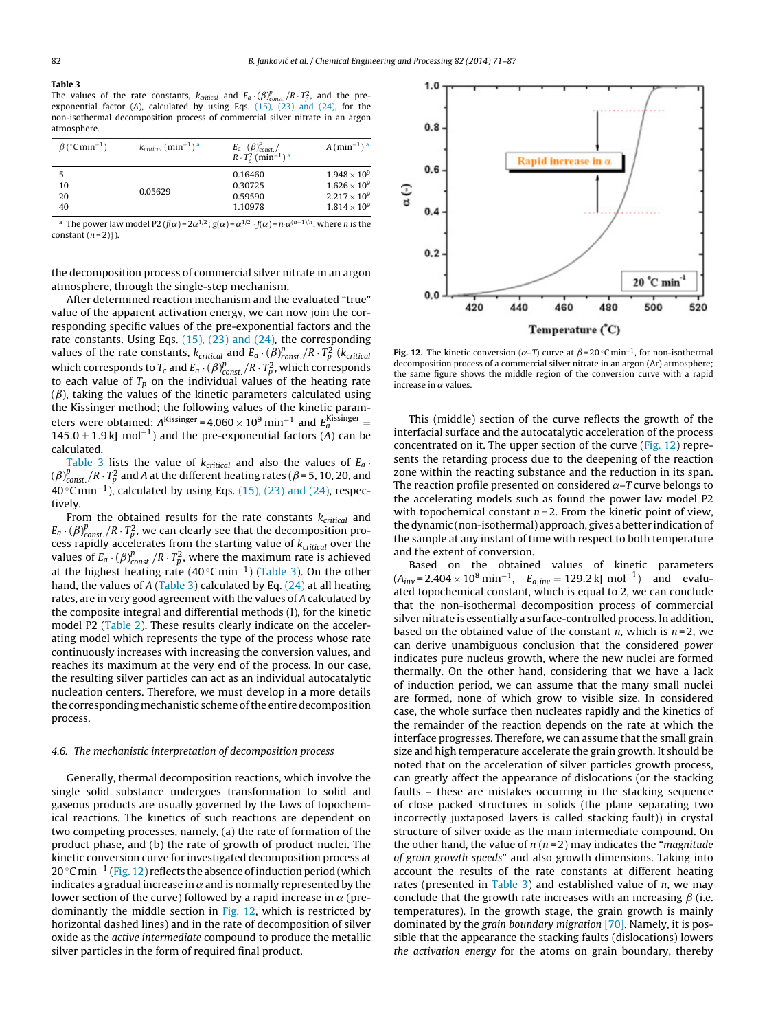**Table 3**
The values of the rate constants, $k_{critical}$ and $E_a \cdot (\beta)^p_{const.}/R \cdot T_p^2$, and the pre-exponential factor ($A$), calculated by using Eqs. (15), (23) and (24), for the non-isothermal decomposition process of commercial silver nitrate in an argon atmosphere.

| $\beta$ (°C min$^{-1}$) | $k_{critical}$ (min$^{-1}$) [a] | $E_a \cdot (\beta)^p_{const.}/R \cdot T_p^2$ (min$^{-1}$) [a] | $A$ (min$^{-1}$) [a] |
|---|---|---|---|
| 5 | 0.05629 | 0.16460 | $1.948 \times 10^9$ |
| 10 | | 0.30725 | $1.626 \times 10^9$ |
| 20 | | 0.59590 | $2.217 \times 10^9$ |
| 40 | | 1.10978 | $1.814 \times 10^9$ |

[a] The power law model P2 ($f(\alpha) = 2\alpha^{1/2}$; $g(\alpha) = \alpha^{1/2}$ {$f(\alpha) = n \cdot \alpha^{(n-1)/n}$, where $n$ is the constant ($n = 2$)}).

the decomposition process of commercial silver nitrate in an argon atmosphere, through the single-step mechanism.

After determined reaction mechanism and the evaluated "true" value of the apparent activation energy, we can now join the corresponding specific values of the pre-exponential factors and the rate constants. Using Eqs. (15), (23) and (24), the corresponding values of the rate constants, $k_{critical}$ and $E_a \cdot (\beta)^p_{const.}/R \cdot T_p^2$ ($k_{critical}$ which corresponds to $T_c$ and $E_a \cdot (\beta)^p_{const.}/R \cdot T_p^2$, which corresponds to each value of $T_p$ on the individual values of the heating rate ($\beta$), taking the values of the kinetic parameters calculated using the Kissinger method; the following values of the kinetic parameters were obtained: $A^{\text{Kissinger}} = 4.060 \times 10^9$ min$^{-1}$ and $E_a^{\text{Kissinger}} = 145.0 \pm 1.9$ kJ mol$^{-1}$) and the pre-exponential factors ($A$) can be calculated.

Table 3 lists the value of $k_{critical}$ and also the values of $E_a \cdot (\beta)^p_{const.}/R \cdot T_p^2$ and $A$ at the different heating rates ($\beta$ = 5, 10, 20, and 40 °C min$^{-1}$), calculated by using Eqs. (15), (23) and (24), respectively.

From the obtained results for the rate constants $k_{critical}$ and $E_a \cdot (\beta)^p_{const.}/R \cdot T_p^2$, we can clearly see that the decomposition process rapidly accelerates from the starting value of $k_{critical}$ over the values of $E_a \cdot (\beta)^p_{const.}/R \cdot T_p^2$, where the maximum rate is achieved at the highest heating rate (40 °C min$^{-1}$) (Table 3). On the other hand, the values of $A$ (Table 3) calculated by Eq. (24) at all heating rates, are in very good agreement with the values of $A$ calculated by the composite integral and differential methods (I), for the kinetic model P2 (Table 2). These results clearly indicate on the accelerating model which represents the type of the process whose rate continuously increases with increasing the conversion values, and reaches its maximum at the very end of the process. In our case, the resulting silver particles can act as an individual autocatalytic nucleation centers. Therefore, we must develop in a more details the corresponding mechanistic scheme of the entire decomposition process.

### 4.6. The mechanistic interpretation of decomposition process

Generally, thermal decomposition reactions, which involve the single solid substance undergoes transformation to solid and gaseous products are usually governed by the laws of topochemical reactions. The kinetics of such reactions are dependent on two competing processes, namely, (a) the rate of formation of the product phase, and (b) the rate of growth of product nuclei. The kinetic conversion curve for investigated decomposition process at 20 °C min$^{-1}$ (Fig. 12) reflects the absence of induction period (which indicates a gradual increase in $\alpha$ and is normally represented by the lower section of the curve) followed by a rapid increase in $\alpha$ (predominantly the middle section in Fig. 12, which is restricted by horizontal dashed lines) and in the rate of decomposition of silver oxide as the *active intermediate* compound to produce the metallic silver particles in the form of required final product.

**Fig. 12.** The kinetic conversion ($\alpha$–$T$) curve at $\beta$ = 20 °C min$^{-1}$, for non-isothermal decomposition process of a commercial silver nitrate in an argon (Ar) atmosphere; the same figure shows the middle region of the conversion curve with a rapid increase in $\alpha$ values.

This (middle) section of the curve reflects the growth of the interfacial surface and the autocatalytic acceleration of the process concentrated on it. The upper section of the curve (Fig. 12) represents the retarding process due to the deepening of the reaction zone within the reacting substance and the reduction in its span. The reaction profile presented on considered $\alpha$–$T$ curve belongs to the accelerating models such as found the power law model P2 with topochemical constant $n$ = 2. From the kinetic point of view, the dynamic (non-isothermal) approach, gives a better indication of the sample at any instant of time with respect to both temperature and the extent of conversion.

Based on the obtained values of kinetic parameters ($A_{inv} = 2.404 \times 10^8$ min$^{-1}$, $E_{a,inv} = 129.2$ kJ mol$^{-1}$) and evaluated topochemical constant, which is equal to 2, we can conclude that the non-isothermal decomposition process of commercial silver nitrate is essentially a surface-controlled process. In addition, based on the obtained value of the constant $n$, which is $n$ = 2, we can derive unambiguous conclusion that the considered *power* indicates pure nucleus growth, where the new nuclei are formed thermally. On the other hand, considering that we have a lack of induction period, we can assume that the many small nuclei are formed, none of which grow to visible size. In considered case, the whole surface then nucleates rapidly and the kinetics of the remainder of the reaction depends on the rate at which the interface progresses. Therefore, we can assume that the small grain size and high temperature accelerate the grain growth. It should be noted that on the acceleration of silver particles growth process, can greatly affect the appearance of dislocations (or the stacking faults – these are mistakes occurring in the stacking sequence of close packed structures in solids (the plane separating two incorrectly juxtaposed layers is called stacking fault)) in crystal structure of silver oxide as the main intermediate compound. On the other hand, the value of $n$ ($n$ = 2) may indicates the "*magnitude of grain growth speeds*" and also growth dimensions. Taking into account the results of the rate constants at different heating rates (presented in Table 3) and established value of $n$, we may conclude that the growth rate increases with an increasing $\beta$ (i.e. temperatures). In the growth stage, the grain growth is mainly dominated by the *grain boundary migration* [70]. Namely, it is possible that the appearance the stacking faults (dislocations) lowers *the activation energy* for the atoms on grain boundary, thereby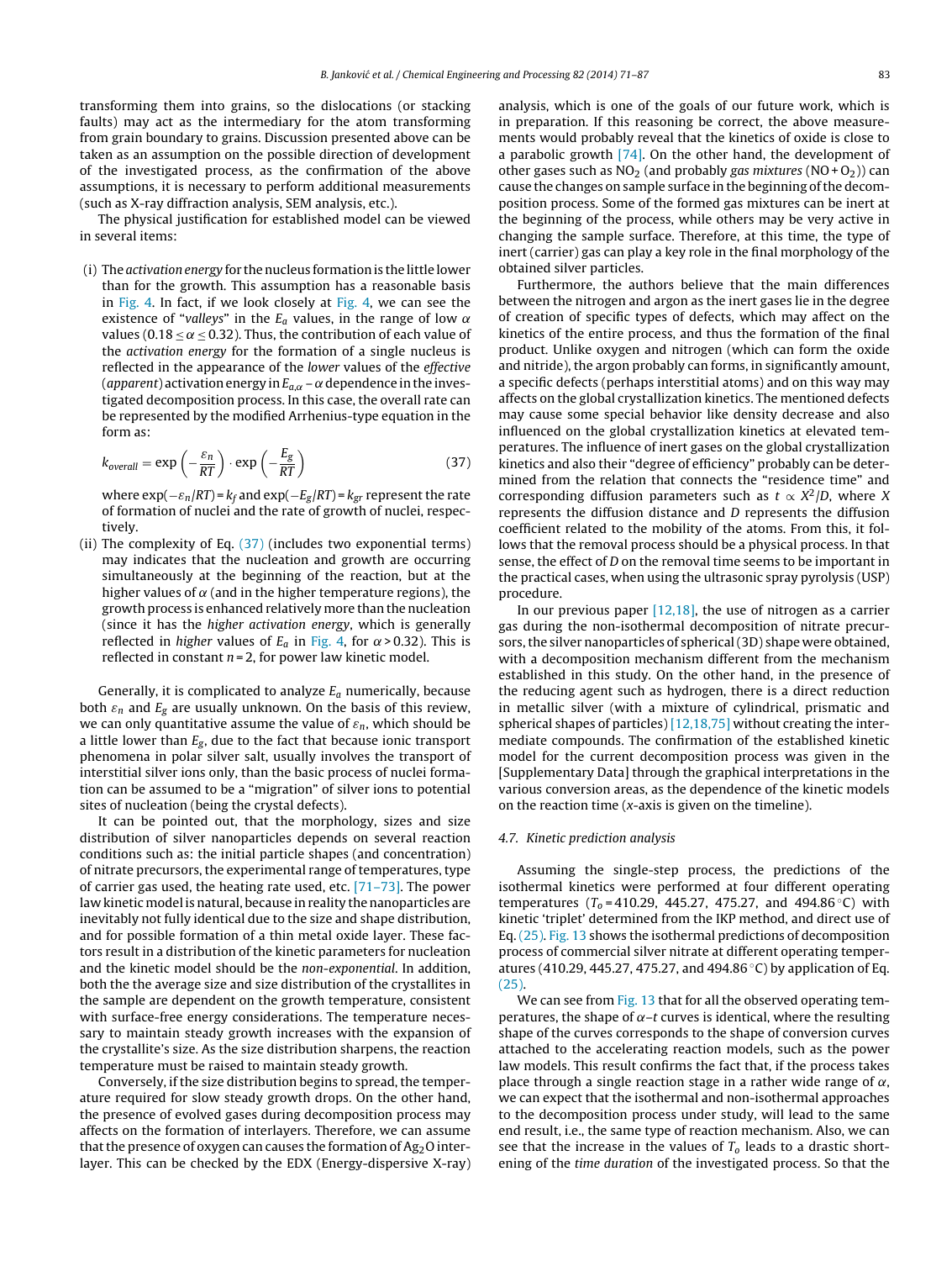transforming them into grains, so the dislocations (or stacking faults) may act as the intermediary for the atom transforming from grain boundary to grains. Discussion presented above can be taken as an assumption on the possible direction of development of the investigated process, as the confirmation of the above assumptions, it is necessary to perform additional measurements (such as X-ray diffraction analysis, SEM analysis, etc.).

The physical justification for established model can be viewed in several items:

(i) The *activation energy* for the nucleus formation is the little lower than for the growth. This assumption has a reasonable basis in Fig. 4. In fact, if we look closely at Fig. 4, we can see the existence of "*valleys*" in the $E_a$ values, in the range of low $\alpha$ values ($0.18 \leq \alpha \leq 0.32$). Thus, the contribution of each value of the *activation energy* for the formation of a single nucleus is reflected in the appearance of the *lower* values of the *effective* (*apparent*) activation energy in $E_{a,\alpha} - \alpha$ dependence in the investigated decomposition process. In this case, the overall rate can be represented by the modified Arrhenius-type equation in the form as:

$$k_{overall} = \exp\left(-\frac{\varepsilon_n}{RT}\right) \cdot \exp\left(-\frac{E_g}{RT}\right) \tag{37}$$

where $\exp(-\varepsilon_n/RT) = k_f$ and $\exp(-E_g/RT) = k_{gr}$ represent the rate of formation of nuclei and the rate of growth of nuclei, respectively.

(ii) The complexity of Eq. (37) (includes two exponential terms) may indicates that the nucleation and growth are occurring simultaneously at the beginning of the reaction, but at the higher values of $\alpha$ (and in the higher temperature regions), the growth process is enhanced relatively more than the nucleation (since it has the *higher activation energy*, which is generally reflected in *higher* values of $E_a$ in Fig. 4, for $\alpha > 0.32$). This is reflected in constant $n = 2$, for power law kinetic model.

Generally, it is complicated to analyze $E_a$ numerically, because both $\varepsilon_n$ and $E_g$ are usually unknown. On the basis of this review, we can only quantitative assume the value of $\varepsilon_n$, which should be a little lower than $E_g$, due to the fact that because ionic transport phenomena in polar silver salt, usually involves the transport of interstitial silver ions only, than the basic process of nuclei formation can be assumed to be a "migration" of silver ions to potential sites of nucleation (being the crystal defects).

It can be pointed out, that the morphology, sizes and size distribution of silver nanoparticles depends on several reaction conditions such as: the initial particle shapes (and concentration) of nitrate precursors, the experimental range of temperatures, type of carrier gas used, the heating rate used, etc. [71–73]. The power law kinetic model is natural, because in reality the nanoparticles are inevitably not fully identical due to the size and shape distribution, and for possible formation of a thin metal oxide layer. These factors result in a distribution of the kinetic parameters for nucleation and the kinetic model should be the *non-exponential*. In addition, both the the average size and size distribution of the crystallites in the sample are dependent on the growth temperature, consistent with surface-free energy considerations. The temperature necessary to maintain steady growth increases with the expansion of the crystallite's size. As the size distribution sharpens, the reaction temperature must be raised to maintain steady growth.

Conversely, if the size distribution begins to spread, the temperature required for slow steady growth drops. On the other hand, the presence of evolved gases during decomposition process may affects on the formation of interlayers. Therefore, we can assume that the presence of oxygen can causes the formation of $Ag_2O$ interlayer. This can be checked by the EDX (Energy-dispersive X-ray) analysis, which is one of the goals of our future work, which is in preparation. If this reasoning be correct, the above measurements would probably reveal that the kinetics of oxide is close to a parabolic growth [74]. On the other hand, the development of other gases such as $NO_2$ (and probably *gas mixtures* ($NO + O_2$)) can cause the changes on sample surface in the beginning of the decomposition process. Some of the formed gas mixtures can be inert at the beginning of the process, while others may be very active in changing the sample surface. Therefore, at this time, the type of inert (carrier) gas can play a key role in the final morphology of the obtained silver particles.

Furthermore, the authors believe that the main differences between the nitrogen and argon as the inert gases lie in the degree of creation of specific types of defects, which may affect on the kinetics of the entire process, and thus the formation of the final product. Unlike oxygen and nitrogen (which can form the oxide and nitride), the argon probably can forms, in significantly amount, a specific defects (perhaps interstitial atoms) and on this way may affects on the global crystallization kinetics. The mentioned defects may cause some special behavior like density decrease and also influenced on the global crystallization kinetics at elevated temperatures. The influence of inert gases on the global crystallization kinetics and also their "degree of efficiency" probably can be determined from the relation that connects the "residence time" and corresponding diffusion parameters such as $t \propto X^2/D$, where $X$ represents the diffusion distance and $D$ represents the diffusion coefficient related to the mobility of the atoms. From this, it follows that the removal process should be a physical process. In that sense, the effect of $D$ on the removal time seems to be important in the practical cases, when using the ultrasonic spray pyrolysis (USP) procedure.

In our previous paper [12,18], the use of nitrogen as a carrier gas during the non-isothermal decomposition of nitrate precursors, the silver nanoparticles of spherical (3D) shape were obtained, with a decomposition mechanism different from the mechanism established in this study. On the other hand, in the presence of the reducing agent such as hydrogen, there is a direct reduction in metallic silver (with a mixture of cylindrical, prismatic and spherical shapes of particles) [12,18,75] without creating the intermediate compounds. The confirmation of the established kinetic model for the current decomposition process was given in the [Supplementary Data] through the graphical interpretations in the various conversion areas, as the dependence of the kinetic models on the reaction time ($x$-axis is given on the timeline).

### 4.7. Kinetic prediction analysis

Assuming the single-step process, the predictions of the isothermal kinetics were performed at four different operating temperatures ($T_o$ = 410.29, 445.27, 475.27, and 494.86 °C) with kinetic 'triplet' determined from the IKP method, and direct use of Eq. (25). Fig. 13 shows the isothermal predictions of decomposition process of commercial silver nitrate at different operating temperatures (410.29, 445.27, 475.27, and 494.86 °C) by application of Eq. (25).

We can see from Fig. 13 that for all the observed operating temperatures, the shape of $\alpha$–$t$ curves is identical, where the resulting shape of the curves corresponds to the shape of conversion curves attached to the accelerating reaction models, such as the power law models. This result confirms the fact that, if the process takes place through a single reaction stage in a rather wide range of $\alpha$, we can expect that the isothermal and non-isothermal approaches to the decomposition process under study, will lead to the same end result, i.e., the same type of reaction mechanism. Also, we can see that the increase in the values of $T_o$ leads to a drastic shortening of the *time duration* of the investigated process. So that the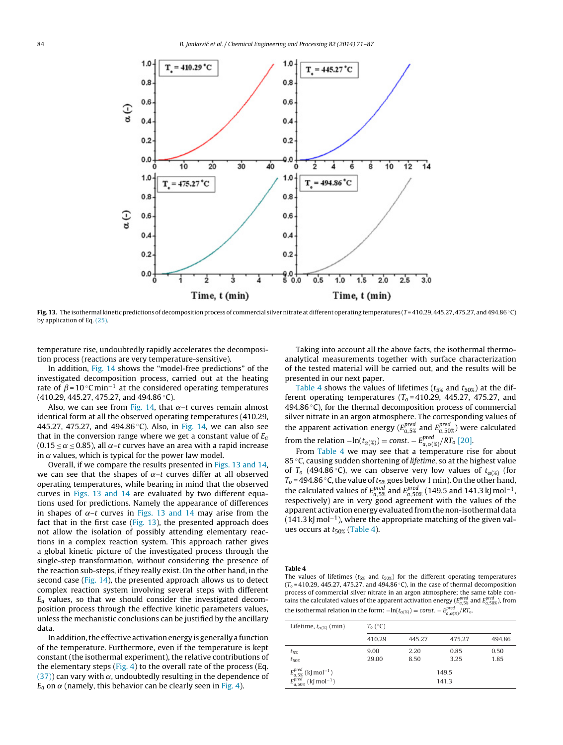**Fig. 13.** The isothermal kinetic predictions of decomposition process of commercial silver nitrate at different operating temperatures ($T$ = 410.29, 445.27, 475.27, and 494.86 °C) by application of Eq. (25).

temperature rise, undoubtedly rapidly accelerates the decomposition process (reactions are very temperature-sensitive).

In addition, Fig. 14 shows the “model-free predictions” of the investigated decomposition process, carried out at the heating rate of $\beta = 10\,^{\circ}\mathrm{C\,min^{-1}}$ at the considered operating temperatures (410.29, 445.27, 475.27, and 494.86 °C).

Also, we can see from Fig. 14, that $\alpha$–$t$ curves remain almost identical form at all the observed operating temperatures (410.29, 445.27, 475.27, and 494.86 °C). Also, in Fig. 14, we can also see that in the conversion range where we get a constant value of $E_a$ ($0.15 \leq \alpha \leq 0.85$), all $\alpha$–$t$ curves have an area with a rapid increase in $\alpha$ values, which is typical for the power law model.

Overall, if we compare the results presented in Figs. 13 and 14, we can see that the shapes of $\alpha$–$t$ curves differ at all observed operating temperatures, while bearing in mind that the observed curves in Figs. 13 and 14 are evaluated by two different equations used for predictions. Namely the appearance of differences in shapes of $\alpha$–$t$ curves in Figs. 13 and 14 may arise from the fact that in the first case (Fig. 13), the presented approach does not allow the isolation of possibly attending elementary reactions in a complex reaction system. This approach rather gives a global kinetic picture of the investigated process through the single-step transformation, without considering the presence of the reaction sub-steps, if they really exist. On the other hand, in the second case (Fig. 14), the presented approach allows us to detect complex reaction system involving several steps with different $E_a$ values, so that we should consider the investigated decomposition process through the effective kinetic parameters values, unless the mechanistic conclusions can be justified by the ancillary data.

In addition, the effective activation energy is generally a function of the temperature. Furthermore, even if the temperature is kept constant (the isothermal experiment), the relative contributions of the elementary steps (Fig. 4) to the overall rate of the process (Eq. (37)) can vary with $\alpha$, undoubtedly resulting in the dependence of $E_a$ on $\alpha$ (namely, this behavior can be clearly seen in Fig. 4).

Taking into account all the above facts, the isothermal thermo-analytical measurements together with surface characterization of the tested material will be carried out, and the results will be presented in our next paper.

Table 4 shows the values of lifetimes ($t_{5\%}$ and $t_{50\%}$) at the different operating temperatures ($T_o$ = 410.29, 445.27, 475.27, and 494.86 °C), for the thermal decomposition process of commercial silver nitrate in an argon atmosphere. The corresponding values of the apparent activation energy ($E^{pred}_{a,5\%}$ and $E^{pred}_{a,50\%}$) were calculated from the relation $-\ln(t_{\alpha(\%)}) = const. - E^{pred}_{a,\alpha(\%)}/RT_o$ [20].

From Table 4 we may see that a temperature rise for about 85 °C, causing sudden shortening of *lifetime*, so at the highest value of $T_o$ (494.86 °C), we can observe very low values of $t_{\alpha(\%)}$ (for $T_o$ = 494.86 °C, the value of $t_{5\%}$ goes below 1 min). On the other hand, the calculated values of $E^{pred}_{a,5\%}$ and $E^{pred}_{a,50\%}$ (149.5 and 141.3 kJ mol$^{-1}$, respectively) are in very good agreement with the values of the apparent activation energy evaluated from the non-isothermal data (141.3 kJ mol$^{-1}$), where the appropriate matching of the given values occurs at $t_{50\%}$ (Table 4).

**Table 4**
The values of lifetimes ($t_{5\%}$ and $t_{50\%}$) for the different operating temperatures ($T_o$ = 410.29, 445.27, 475.27, and 494.86 °C), in the case of thermal decomposition process of commercial silver nitrate in an argon atmosphere; the same table contains the calculated values of the apparent activation energy ($E^{pred}_{a,5\%}$ and $E^{pred}_{a,50\%}$), from the isothermal relation in the form: $-\ln(t_{\alpha(\%)}) = const. - E^{pred}_{a,\alpha(\%)}/RT_o$.

| Lifetime, $t_{\alpha(\%)}$ (min) | $T_o$ (°C) | | | |
|---|---|---|---|---|
| | 410.29 | 445.27 | 475.27 | 494.86 |
| $t_{5\%}$ | 9.00 | 2.20 | 0.85 | 0.50 |
| $t_{50\%}$ | 29.00 | 8.50 | 3.25 | 1.85 |
| $E^{pred}_{a,5\%}$ (kJ mol$^{-1}$) | | 149.5 | | |
| $E^{pred}_{a,50\%}$ (kJ mol$^{-1}$) | | 141.3 | | |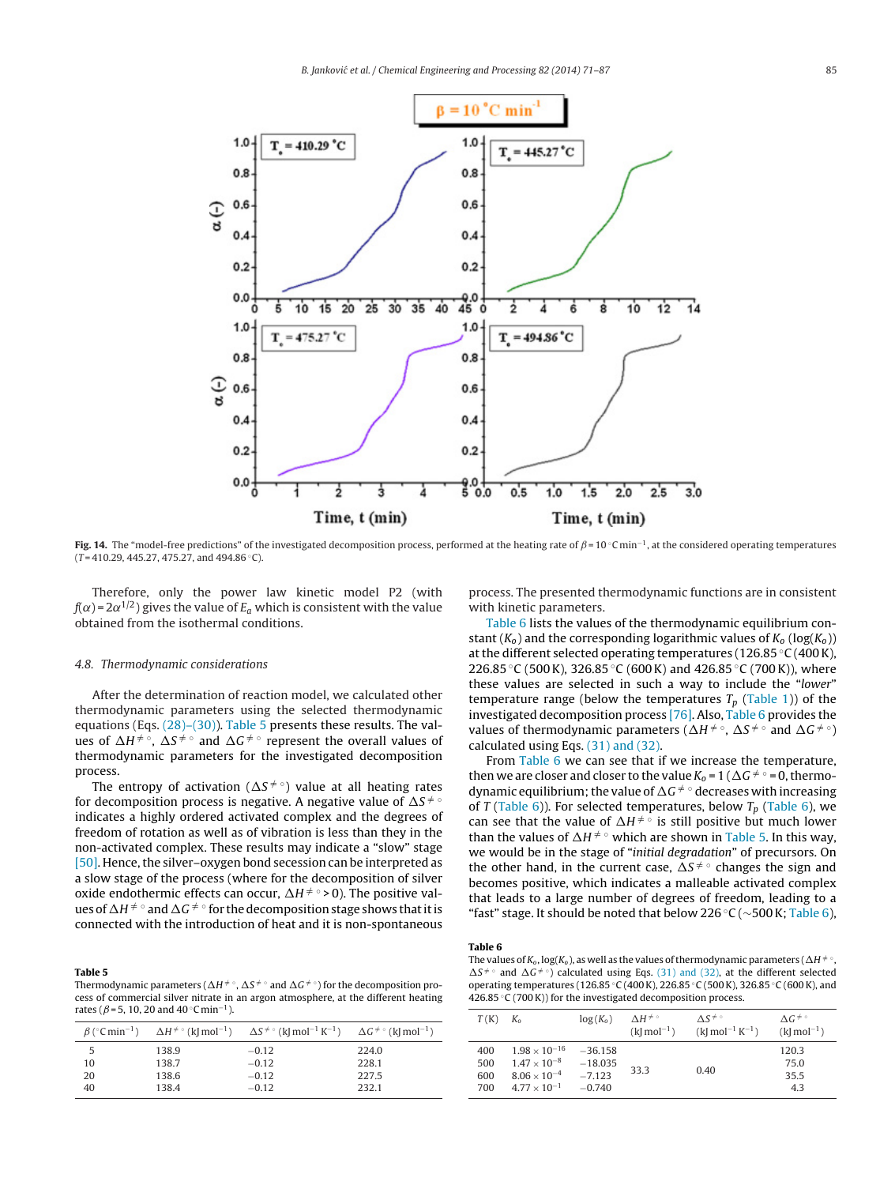Fig. 14. The "model-free predictions" of the investigated decomposition process, performed at the heating rate of $\beta = 10\,^{\circ}\mathrm{C\,min^{-1}}$, at the considered operating temperatures ($T$ = 410.29, 445.27, 475.27, and 494.86 °C).

Therefore, only the power law kinetic model P2 (with $f(\alpha) = 2\alpha^{1/2}$) gives the value of $E_a$ which is consistent with the value obtained from the isothermal conditions.

### 4.8. Thermodynamic considerations

After the determination of reaction model, we calculated other thermodynamic parameters using the selected thermodynamic equations (Eqs. (28)–(30)). Table 5 presents these results. The values of $\Delta H^{\neq\circ}$, $\Delta S^{\neq\circ}$ and $\Delta G^{\neq\circ}$ represent the overall values of thermodynamic parameters for the investigated decomposition process.

The entropy of activation ($\Delta S^{\neq\circ}$) value at all heating rates for decomposition process is negative. A negative value of $\Delta S^{\neq\circ}$ indicates a highly ordered activated complex and the degrees of freedom of rotation as well as of vibration is less than they in the non-activated complex. These results may indicate a "slow" stage [50]. Hence, the silver–oxygen bond secession can be interpreted as a slow stage of the process (where for the decomposition of silver oxide endothermic effects can occur, $\Delta H^{\neq\circ} > 0$). The positive values of $\Delta H^{\neq\circ}$ and $\Delta G^{\neq\circ}$ for the decomposition stage shows that it is connected with the introduction of heat and it is non-spontaneous process. The presented thermodynamic functions are in consistent with kinetic parameters.

Table 6 lists the values of the thermodynamic equilibrium constant ($K_o$) and the corresponding logarithmic values of $K_o$ ($\log(K_o)$) at the different selected operating temperatures (126.85 °C (400 K), 226.85 °C (500 K), 326.85 °C (600 K) and 426.85 °C (700 K)), where these values are selected in such a way to include the "*lower*" temperature range (below the temperatures $T_p$ (Table 1)) of the investigated decomposition process [76]. Also, Table 6 provides the values of thermodynamic parameters ($\Delta H^{\neq\circ}$, $\Delta S^{\neq\circ}$ and $\Delta G^{\neq\circ}$) calculated using Eqs. (31) and (32).

From Table 6 we can see that if we increase the temperature, then we are closer and closer to the value $K_o = 1$ ($\Delta G^{\neq\circ} = 0$, thermodynamic equilibrium; the value of $\Delta G^{\neq\circ}$ decreases with increasing of $T$ (Table 6)). For selected temperatures, below $T_p$ (Table 6), we can see that the value of $\Delta H^{\neq\circ}$ is still positive but much lower than the values of $\Delta H^{\neq\circ}$ which are shown in Table 5. In this way, we would be in the stage of "*initial degradation*" of precursors. On the other hand, in the current case, $\Delta S^{\neq\circ}$ changes the sign and becomes positive, which indicates a malleable activated complex that leads to a large number of degrees of freedom, leading to a "fast" stage. It should be noted that below 226 °C (~500 K; Table 6),

**Table 5**
Thermodynamic parameters ($\Delta H^{\neq\circ}$, $\Delta S^{\neq\circ}$ and $\Delta G^{\neq\circ}$) for the decomposition process of commercial silver nitrate in an argon atmosphere, at the different heating rates ($\beta$ = 5, 10, 20 and 40 °C min$^{-1}$).

| $\beta$ (°C min$^{-1}$) | $\Delta H^{\neq\circ}$ (kJ mol$^{-1}$) | $\Delta S^{\neq\circ}$ (kJ mol$^{-1}$ K$^{-1}$) | $\Delta G^{\neq\circ}$ (kJ mol$^{-1}$) |
|---|---|---|---|
| 5 | 138.9 | –0.12 | 224.0 |
| 10 | 138.7 | –0.12 | 228.1 |
| 20 | 138.6 | –0.12 | 227.5 |
| 40 | 138.4 | –0.12 | 232.1 |

**Table 6**
The values of $K_o$, $\log(K_o)$, as well as the values of thermodynamic parameters ($\Delta H^{\neq\circ}$, $\Delta S^{\neq\circ}$ and $\Delta G^{\neq\circ}$) calculated using Eqs. (31) and (32), at the different selected operating temperatures (126.85 °C (400 K), 226.85 °C (500 K), 326.85 °C (600 K), and 426.85 °C (700 K)) for the investigated decomposition process.

| $T$ (K) | $K_o$ | $\log(K_o)$ | $\Delta H^{\neq\circ}$ (kJ mol$^{-1}$) | $\Delta S^{\neq\circ}$ (kJ mol$^{-1}$ K$^{-1}$) | $\Delta G^{\neq\circ}$ (kJ mol$^{-1}$) |
|---|---|---|---|---|---|
| 400 | $1.98 \times 10^{-16}$ | –36.158 | | | 120.3 |
| 500 | $1.47 \times 10^{-8}$ | –18.035 | 33.3 | 0.40 | 75.0 |
| 600 | $8.06 \times 10^{-4}$ | –7.123 | | | 35.5 |
| 700 | $4.77 \times 10^{-1}$ | –0.740 | | | 4.3 |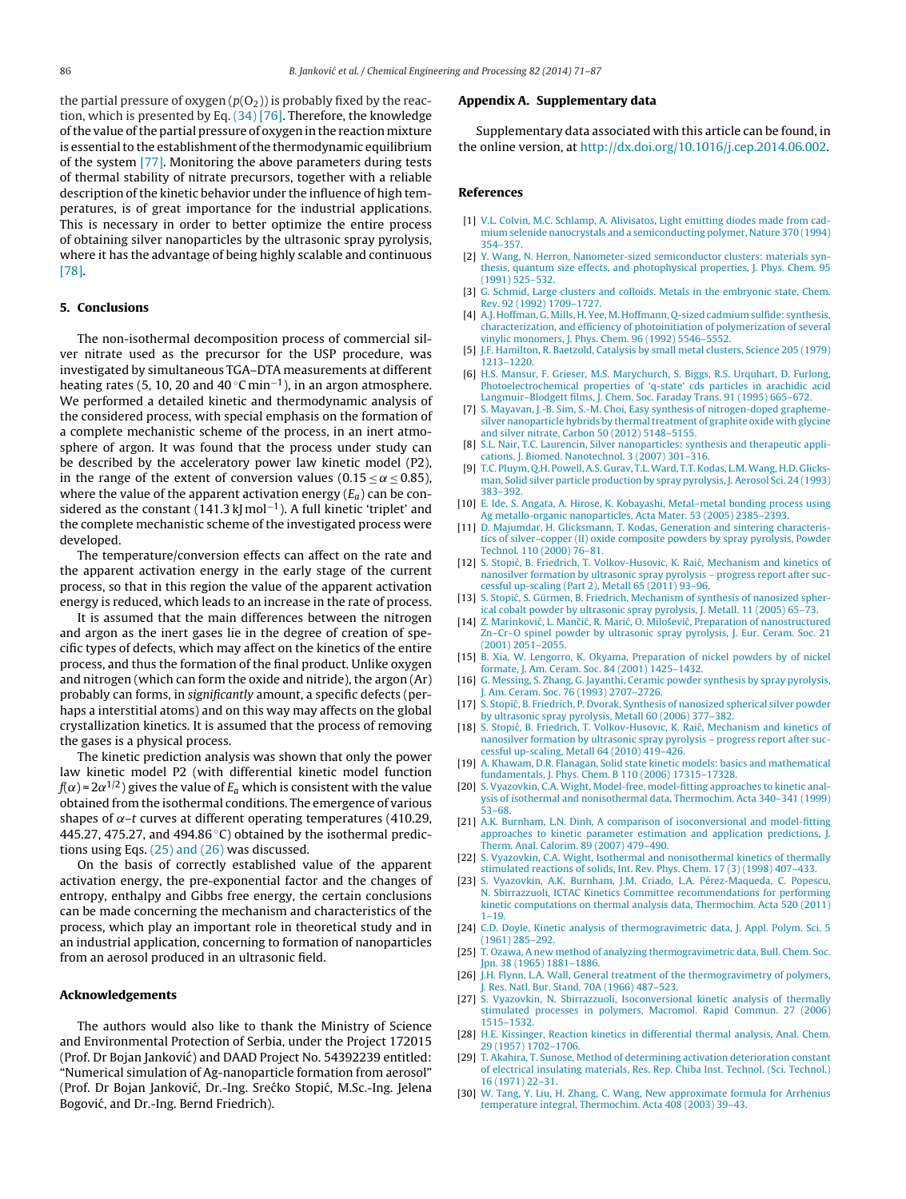the partial pressure of oxygen ($p(O_2)$) is probably fixed by the reaction, which is presented by Eq. (34) [76]. Therefore, the knowledge of the value of the partial pressure of oxygen in the reaction mixture is essential to the establishment of the thermodynamic equilibrium of the system [77]. Monitoring the above parameters during tests of thermal stability of nitrate precursors, together with a reliable description of the kinetic behavior under the influence of high temperatures, is of great importance for the industrial applications. This is necessary in order to better optimize the entire process of obtaining silver nanoparticles by the ultrasonic spray pyrolysis, where it has the advantage of being highly scalable and continuous [78].

## 5. Conclusions

The non-isothermal decomposition process of commercial silver nitrate used as the precursor for the USP procedure, was investigated by simultaneous TGA–DTA measurements at different heating rates (5, 10, 20 and 40 °C min$^{-1}$), in an argon atmosphere. We performed a detailed kinetic and thermodynamic analysis of the considered process, with special emphasis on the formation of a complete mechanistic scheme of the process, in an inert atmosphere of argon. It was found that the process under study can be described by the acceleratory power law kinetic model (P2), in the range of the extent of conversion values ($0.15 \leq \alpha \leq 0.85$), where the value of the apparent activation energy ($E_a$) can be considered as the constant (141.3 kJ mol$^{-1}$). A full kinetic 'triplet' and the complete mechanistic scheme of the investigated process were developed.

The temperature/conversion effects can affect on the rate and the apparent activation energy in the early stage of the current process, so that in this region the value of the apparent activation energy is reduced, which leads to an increase in the rate of process.

It is assumed that the main differences between the nitrogen and argon as the inert gases lie in the degree of creation of specific types of defects, which may affect on the kinetics of the entire process, and thus the formation of the final product. Unlike oxygen and nitrogen (which can form the oxide and nitride), the argon (Ar) probably can forms, in *significantly* amount, a specific defects (perhaps a interstitial atoms) and on this way may affects on the global crystallization kinetics. It is assumed that the process of removing the gases is a physical process.

The kinetic prediction analysis was shown that only the power law kinetic model P2 (with differential kinetic model function $f(\alpha) = 2\alpha^{1/2}$) gives the value of $E_a$ which is consistent with the value obtained from the isothermal conditions. The emergence of various shapes of $\alpha$–$t$ curves at different operating temperatures (410.29, 445.27, 475.27, and 494.86 °C) obtained by the isothermal predictions using Eqs. (25) and (26) was discussed.

On the basis of correctly established value of the apparent activation energy, the pre-exponential factor and the changes of entropy, enthalpy and Gibbs free energy, the certain conclusions can be made concerning the mechanism and characteristics of the process, which play an important role in theoretical study and in an industrial application, concerning to formation of nanoparticles from an aerosol produced in an ultrasonic field.

## Acknowledgements

The authors would also like to thank the Ministry of Science and Environmental Protection of Serbia, under the Project 172015 (Prof. Dr Bojan Janković) and DAAD Project No. 54392239 entitled: "Numerical simulation of Ag-nanoparticle formation from aerosol" (Prof. Dr Bojan Janković, Dr.-Ing. Srećko Stopić, M.Sc.-Ing. Jelena Bogović, and Dr.-Ing. Bernd Friedrich).

## Appendix A. Supplementary data

Supplementary data associated with this article can be found, in the online version, at http://dx.doi.org/10.1016/j.cep.2014.06.002.

## References

[1] V.L. Colvin, M.C. Schlamp, A. Alivisatos, Light emitting diodes made from cadmium selenide nanocrystals and a semiconducting polymer, Nature 370 (1994) 354–357.

[2] Y. Wang, N. Herron, Nanometer-sized semiconductor clusters: materials synthesis, quantum size effects, and photophysical properties, J. Phys. Chem. 95 (1991) 525–532.

[3] G. Schmid, Large clusters and colloids. Metals in the embryonic state, Chem. Rev. 92 (1992) 1709–1727.

[4] A.J. Hoffman, G. Mills, H. Yee, M. Hoffmann, Q-sized cadmium sulfide: synthesis, characterization, and efficiency of photoinitiation of polymerization of several vinylic monomers, J. Phys. Chem. 96 (1992) 5546–5552.

[5] J.F. Hamilton, R. Baetzold, Catalysis by small metal clusters, Science 205 (1979) 1213–1220.

[6] H.S. Mansur, F. Grieser, M.S. Marychurch, S. Biggs, R.S. Urquhart, D. Furlong, Photoelectrochemical properties of 'q-state' cds particles in arachidic acid Langmuir–Blodgett films, J. Chem. Soc. Faraday Trans. 91 (1995) 665–672.

[7] S. Mayavan, J.-B. Sim, S.-M. Choi, Easy synthesis of nitrogen-doped graphene-silver nanoparticle hybrids by thermal treatment of graphite oxide with glycine and silver nitrate, Carbon 50 (2012) 5148–5155.

[8] S.L. Nair, T.C. Laurencin, Silver nanoparticles: synthesis and therapeutic applications, J. Biomed. Nanotechnol. 3 (2007) 301–316.

[9] T.C. Pluym, Q.H. Powell, A.S. Gurav, T.L. Ward, T.T. Kodas, L.M. Wang, H.D. Glicksman, Solid silver particle production by spray pyrolysis, J. Aerosol Sci. 24 (1993) 383–392.

[10] E. Ide, S. Angata, A. Hirose, K. Kobayashi, Metal–metal bonding process using Ag metallo-organic nanoparticles, Acta Mater. 53 (2005) 2385–2393.

[11] D. Majumdar, H. Glicksmann, T. Kodas, Generation and sintering characteristics of silver–copper (II) oxide composite powders by spray pyrolysis, Powder Technol. 110 (2000) 76–81.

[12] S. Stopić, B. Friedrich, T. Volkov-Husovic, K. Raić, Mechanism and kinetics of nanosilver formation by ultrasonic spray pyrolysis – progress report after successful up-scaling (Part 2), Metall 65 (2011) 93–96.

[13] S. Stopić, S. Gürmen, B. Friedrich, Mechanism of synthesis of nanosized spherical cobalt powder by ultrasonic spray pyrolysis, J. Metall. 11 (2005) 65–73.

[14] Z. Marinković, L. Mančić, R. Marić, O. Milošević, Preparation of nanostructured Zn–Cr–O spinel powder by ultrasonic spray pyrolysis, J. Eur. Ceram. Soc. 21 (2001) 2051–2055.

[15] B. Xia, W. Lengorro, K. Okyama, Preparation of nickel powders by of nickel formate, J. Am. Ceram. Soc. 84 (2001) 1425–1432.

[16] G. Messing, S. Zhang, G. Jayanthi, Ceramic powder synthesis by spray pyrolysis, J. Am. Ceram. Soc. 76 (1993) 2707–2726.

[17] S. Stopić, B. Friedrich, P. Dvorak, Synthesis of nanosized spherical silver powder by ultrasonic spray pyrolysis, Metall 60 (2006) 377–382.

[18] S. Stopić, B. Friedrich, T. Volkov-Husovic, K. Raić, Mechanism and kinetics of nanosilver formation by ultrasonic spray pyrolysis – progress report after successful up-scaling, Metall 64 (2010) 419–426.

[19] A. Khawam, D.R. Flanagan, Solid state kinetic models: basics and mathematical fundamentals, J. Phys. Chem. B 110 (2006) 17315–17328.

[20] S. Vyazovkin, C.A. Wight, Model-free, model-fitting approaches to kinetic analysis of isothermal and nonisothermal data, Thermochim. Acta 340–341 (1999) 53–68.

[21] A.K. Burnham, L.N. Dinh, A comparison of isoconversional and model-fitting approaches to kinetic parameter estimation and application predictions, J. Therm. Anal. Calorim. 89 (2007) 479–490.

[22] S. Vyazovkin, C.A. Wight, Isothermal and nonisothermal kinetics of thermally stimulated reactions of solids, Int. Rev. Phys. Chem. 17 (3) (1998) 407–433.

[23] S. Vyazovkin, A.K. Burnham, J.M. Criado, L.A. Pérez-Maqueda, C. Popescu, N. Sbirrazzuoli, ICTAC Kinetics Committee recommendations for performing kinetic computations on thermal analysis data, Thermochim. Acta 520 (2011) 1–19.

[24] C.D. Doyle, Kinetic analysis of thermogravimetric data, J. Appl. Polym. Sci. 5 (1961) 285–292.

[25] T. Ozawa, A new method of analyzing thermogravimetric data, Bull. Chem. Soc. Jpn. 38 (1965) 1881–1886.

[26] J.H. Flynn, L.A. Wall, General treatment of the thermogravimetry of polymers, J. Res. Natl. Bur. Stand. 70A (1966) 487–523.

[27] S. Vyazovkin, N. Sbirrazzuoli, Isoconversional kinetic analysis of thermally stimulated processes in polymers, Macromol. Rapid Commun. 27 (2006) 1515–1532.

[28] H.E. Kissinger, Reaction kinetics in differential thermal analysis, Anal. Chem. 29 (1957) 1702–1706.

[29] T. Akahira, T. Sunose, Method of determining activation deterioration constant of electrical insulating materials, Res. Rep. Chiba Inst. Technol. (Sci. Technol.) 16 (1971) 22–31.

[30] W. Tang, Y. Liu, H. Zhang, C. Wang, New approximate formula for Arrhenius temperature integral, Thermochim. Acta 408 (2003) 39–43.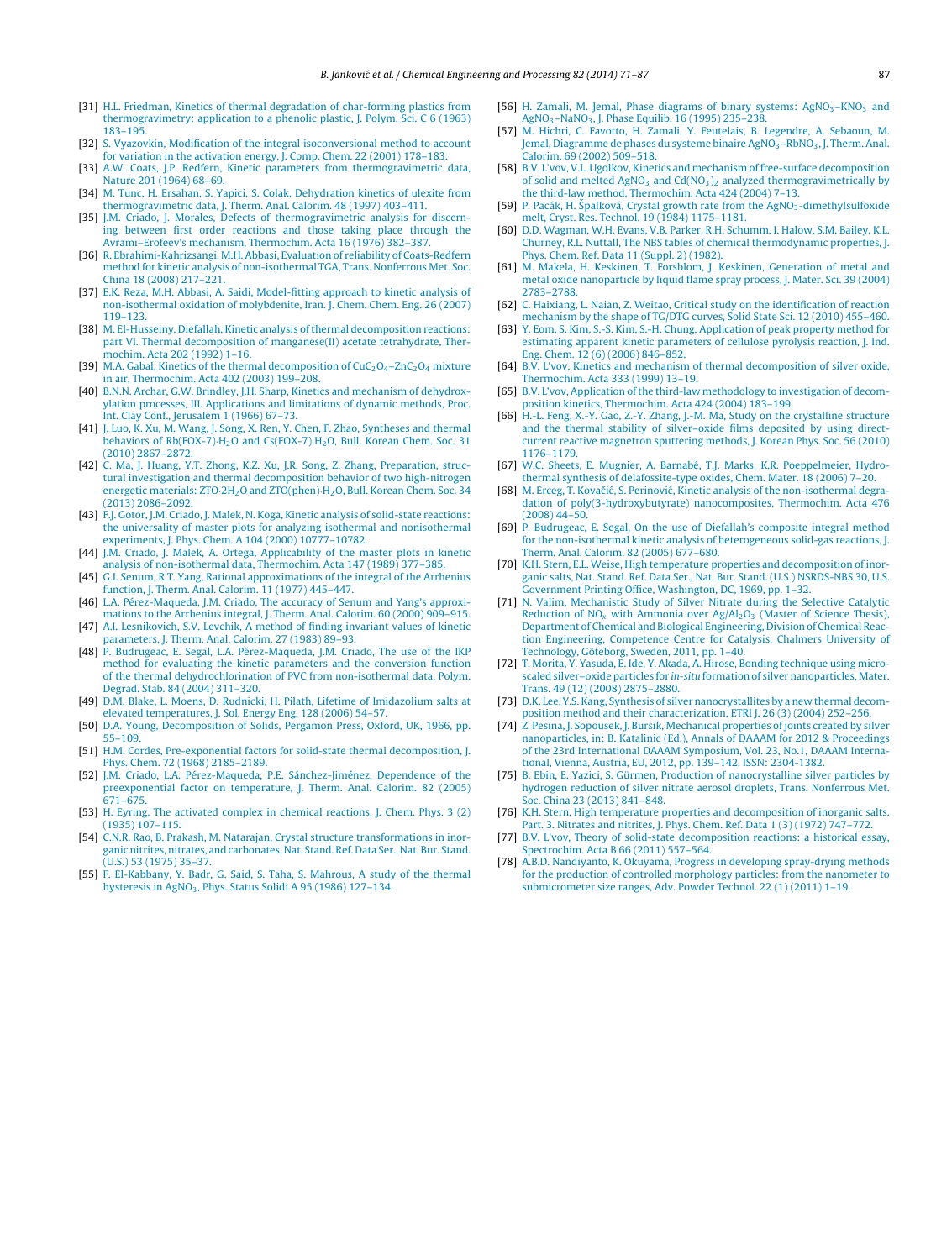[31] H.L. Friedman, Kinetics of thermal degradation of char-forming plastics from thermogravimetry: application to a phenolic plastic, J. Polym. Sci. C 6 (1963) 183–195.

[32] S. Vyazovkin, Modification of the integral isoconversional method to account for variation in the activation energy, J. Comp. Chem. 22 (2001) 178–183.

[33] A.W. Coats, J.P. Redfern, Kinetic parameters from thermogravimetric data, Nature 201 (1964) 68–69.

[34] M. Tunc, H. Ersahan, S. Yapici, S. Colak, Dehydration kinetics of ulexite from thermogravimetric data, J. Therm. Anal. Calorim. 48 (1997) 403–411.

[35] J.M. Criado, J. Morales, Defects of thermogravimetric analysis for discerning between first order reactions and those taking place through the Avrami–Erofeev's mechanism, Thermochim. Acta 16 (1976) 382–387.

[36] R. Ebrahimi-Kahrizsangi, M.H. Abbasi, Evaluation of reliability of Coats-Redfern method for kinetic analysis of non-isothermal TGA, Trans. Nonferrous Met. Soc. China 18 (2008) 217–221.

[37] E.K. Reza, M.H. Abbasi, A. Saidi, Model-fitting approach to kinetic analysis of non-isothermal oxidation of molybdenite, Iran. J. Chem. Chem. Eng. 26 (2007) 119–123.

[38] M. El-Husseiny, Diefallah, Kinetic analysis of thermal decomposition reactions: part VI. Thermal decomposition of manganese(II) acetate tetrahydrate, Thermochim. Acta 202 (1992) 1–16.

[39] M.A. Gabal, Kinetics of the thermal decomposition of $CuC_2O_4$–$ZnC_2O_4$ mixture in air, Thermochim. Acta 402 (2003) 199–208.

[40] B.N.N. Archar, G.W. Brindley, J.H. Sharp, Kinetics and mechanism of dehydroxylation processes, III. Applications and limitations of dynamic methods, Proc. Int. Clay Conf., Jerusalem 1 (1966) 67–73.

[41] J. Luo, K. Xu, M. Wang, J. Song, X. Ren, Y. Chen, F. Zhao, Syntheses and thermal behaviors of Rb(FOX-7)·$H_2O$ and Cs(FOX-7)·$H_2O$, Bull. Korean Chem. Soc. 31 (2010) 2867–2872.

[42] C. Ma, J. Huang, Y.T. Zhong, K.Z. Xu, J.R. Song, Z. Zhang, Preparation, structural investigation and thermal decomposition behavior of two high-nitrogen energetic materials: ZTO·$2H_2O$ and ZTO(phen)·$H_2O$, Bull. Korean Chem. Soc. 34 (2013) 2086–2092.

[43] F.J. Gotor, J.M. Criado, J. Malek, N. Koga, Kinetic analysis of solid-state reactions: the universality of master plots for analyzing isothermal and nonisothermal experiments, J. Phys. Chem. A 104 (2000) 10777–10782.

[44] J.M. Criado, J. Malek, A. Ortega, Applicability of the master plots in kinetic analysis of non-isothermal data, Thermochim. Acta 147 (1989) 377–385.

[45] G.I. Senum, R.T. Yang, Rational approximations of the integral of the Arrhenius function, J. Therm. Anal. Calorim. 11 (1977) 445–447.

[46] L.A. Pérez-Maqueda, J.M. Criado, The accuracy of Senum and Yang's approximations to the Arrhenius integral, J. Therm. Anal. Calorim. 60 (2000) 909–915.

[47] A.I. Lesnikovich, S.V. Levchik, A method of finding invariant values of kinetic parameters, J. Therm. Anal. Calorim. 27 (1983) 89–93.

[48] P. Budrugeac, E. Segal, L.A. Pérez-Maqueda, J.M. Criado, The use of the IKP method for evaluating the kinetic parameters and the conversion function of the thermal dehydrochlorination of PVC from non-isothermal data, Polym. Degrad. Stab. 84 (2004) 311–320.

[49] D.M. Blake, L. Moens, D. Rudnicki, H. Pilath, Lifetime of Imidazolium salts at elevated temperatures, J. Sol. Energy Eng. 128 (2006) 54–57.

[50] D.A. Young, Decomposition of Solids, Pergamon Press, Oxford, UK, 1966, pp. 55–109.

[51] H.M. Cordes, Pre-exponential factors for solid-state thermal decomposition, J. Phys. Chem. 72 (1968) 2185–2189.

[52] J.M. Criado, L.A. Pérez-Maqueda, P.E. Sánchez-Jiménez, Dependence of the preexponential factor on temperature, J. Therm. Anal. Calorim. 82 (2005) 671–675.

[53] H. Eyring, The activated complex in chemical reactions, J. Chem. Phys. 3 (2) (1935) 107–115.

[54] C.N.R. Rao, B. Prakash, M. Natarajan, Crystal structure transformations in inorganic nitrites, nitrates, and carbonates, Nat. Stand. Ref. Data Ser., Nat. Bur. Stand. (U.S.) 53 (1975) 35–37.

[55] F. El-Kabbany, Y. Badr, G. Said, S. Taha, S. Mahrous, A study of the thermal hysteresis in $AgNO_3$, Phys. Status Solidi A 95 (1986) 127–134.

[56] H. Zamali, M. Jemal, Phase diagrams of binary systems: $AgNO_3$–$KNO_3$ and $AgNO_3$–$NaNO_3$, J. Phase Equilib. 16 (1995) 235–238.

[57] M. Hichri, C. Favotto, H. Zamali, Y. Feutelais, B. Legendre, A. Sebaoun, M. Jemal, Diagramme de phases du systeme binaire $AgNO_3$–$RbNO_3$, J. Therm. Anal. Calorim. 69 (2002) 509–518.

[58] B.V. L'vov, V.L. Ugolkov, Kinetics and mechanism of free-surface decomposition of solid and melted $AgNO_3$ and $Cd(NO_3)_2$ analyzed thermogravimetrically by the third-law method, Thermochim. Acta 424 (2004) 7–13.

[59] P. Pacák, H. Špalková, Crystal growth rate from the $AgNO_3$-dimethylsulfoxide melt, Cryst. Res. Technol. 19 (1984) 1175–1181.

[60] D.D. Wagman, W.H. Evans, V.B. Parker, R.H. Schumm, I. Halow, S.M. Bailey, K.L. Churney, R.L. Nuttall, The NBS tables of chemical thermodynamic properties, J. Phys. Chem. Ref. Data 11 (Suppl. 2) (1982).

[61] M. Makela, H. Keskinen, T. Forsblom, J. Keskinen, Generation of metal and metal oxide nanoparticle by liquid flame spray process, J. Mater. Sci. 39 (2004) 2783–2788.

[62] C. Haixiang, L. Naian, Z. Weitao, Critical study on the identification of reaction mechanism by the shape of TG/DTG curves, Solid State Sci. 12 (2010) 455–460.

[63] Y. Eom, S. Kim, S.-S. Kim, S.-H. Chung, Application of peak property method for estimating apparent kinetic parameters of cellulose pyrolysis reaction, J. Ind. Eng. Chem. 12 (6) (2006) 846–852.

[64] B.V. L'vov, Kinetics and mechanism of thermal decomposition of silver oxide, Thermochim. Acta 333 (1999) 13–19.

[65] B.V. L'vov, Application of the third-law methodology to investigation of decomposition kinetics, Thermochim. Acta 424 (2004) 183–199.

[66] H.-L. Feng, X.-Y. Gao, Z.-Y. Zhang, J.-M. Ma, Study on the crystalline structure and the thermal stability of silver–oxide films deposited by using direct-current reactive magnetron sputtering methods, J. Korean Phys. Soc. 56 (2010) 1176–1179.

[67] W.C. Sheets, E. Mugnier, A. Barnabé, T.J. Marks, K.R. Poeppelmeier, Hydrothermal synthesis of delafossite-type oxides, Chem. Mater. 18 (2006) 7–20.

[68] M. Erceg, T. Kovačić, S. Perinović, Kinetic analysis of the non-isothermal degradation of poly(3-hydroxybutyrate) nanocomposites, Thermochim. Acta 476 (2008) 44–50.

[69] P. Budrugeac, E. Segal, On the use of Diefallah's composite integral method for the non-isothermal kinetic analysis of heterogeneous solid-gas reactions, J. Therm. Anal. Calorim. 82 (2005) 677–680.

[70] K.H. Stern, E.L. Weise, High temperature properties and decomposition of inorganic salts, Nat. Stand. Ref. Data Ser., Nat. Bur. Stand. (U.S.) NSRDS-NBS 30, U.S. Government Printing Office, Washington, DC, 1969, pp. 1–32.

[71] N. Valim, Mechanistic Study of Silver Nitrate during the Selective Catalytic Reduction of $NO_x$ with Ammonia over $Ag/Al_2O_3$ (Master of Science Thesis), Department of Chemical and Biological Engineering, Division of Chemical Reaction Engineering, Competence Centre for Catalysis, Chalmers University of Technology, Göteborg, Sweden, 2011, pp. 1–40.

[72] T. Morita, Y. Yasuda, E. Ide, Y. Akada, A. Hirose, Bonding technique using micro-scaled silver–oxide particles for *in-situ* formation of silver nanoparticles, Mater. Trans. 49 (12) (2008) 2875–2880.

[73] D.K. Lee, Y.S. Kang, Synthesis of silver nanocrystallites by a new thermal decomposition method and their characterization, ETRI J. 26 (3) (2004) 252–256.

[74] Z. Pesina, J. Sopousek, J. Bursik, Mechanical properties of joints created by silver nanoparticles, in: B. Katalinic (Ed.), Annals of DAAAM for 2012 & Proceedings of the 23rd International DAAAM Symposium, Vol. 23, No.1, DAAAM International, Vienna, Austria, EU, 2012, pp. 139–142, ISSN: 2304-1382.

[75] B. Ebin, E. Yazici, S. Gürmen, Production of nanocrystalline silver particles by hydrogen reduction of silver nitrate aerosol droplets, Trans. Nonferrous Met. Soc. China 23 (2013) 841–848.

[76] K.H. Stern, High temperature properties and decomposition of inorganic salts. Part. 3. Nitrates and nitrites, J. Phys. Chem. Ref. Data 1 (3) (1972) 747–772.

[77] B.V. L'vov, Theory of solid-state decomposition reactions: a historical essay, Spectrochim. Acta B 66 (2011) 557–564.

[78] A.B.D. Nandiyanto, K. Okuyama, Progress in developing spray-drying methods for the production of controlled morphology particles: from the nanometer to submicrometer size ranges, Adv. Powder Technol. 22 (1) (2011) 1–19.